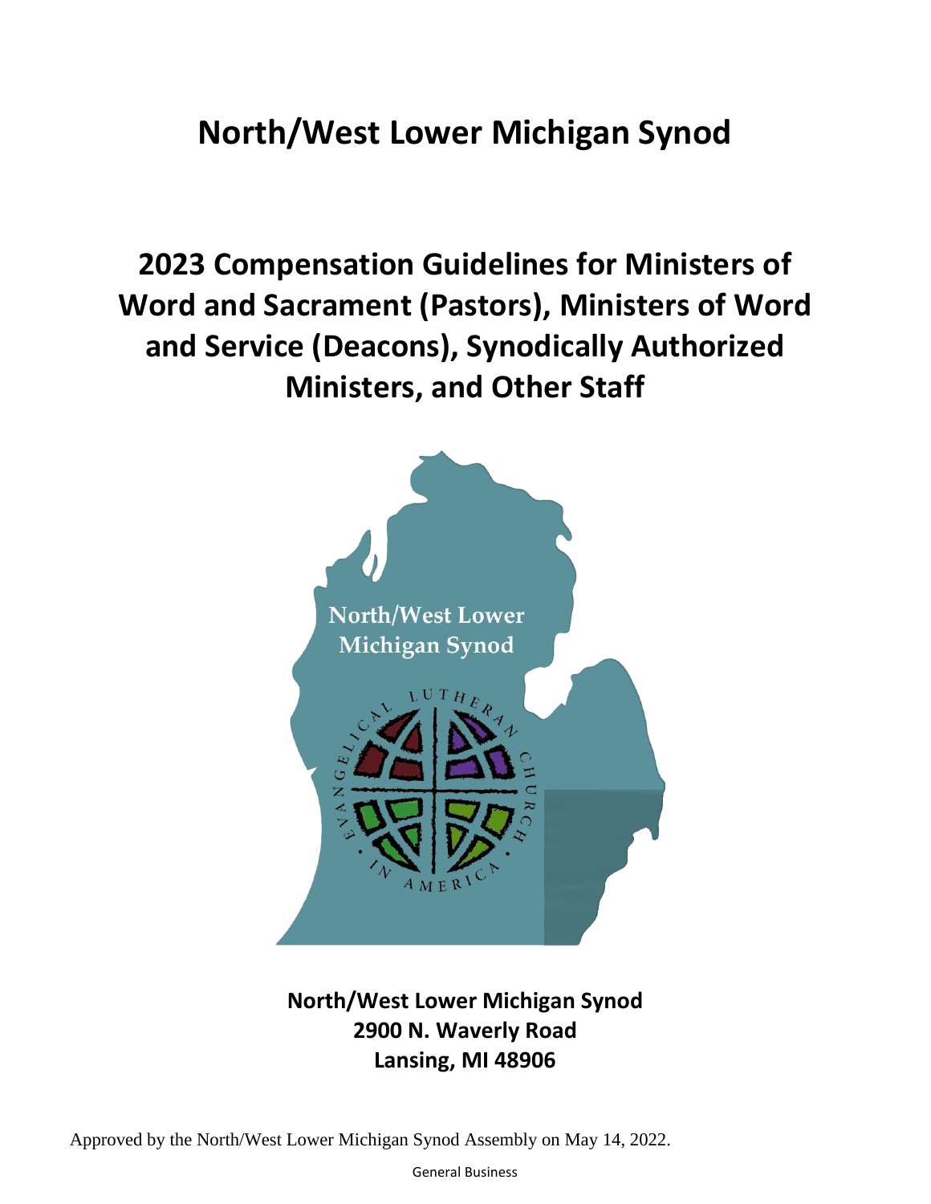# North/West Lower Michigan Synod

## 2023 Compensation Guidelines for Ministers of Word and Sacrament (Pastors), Ministers of Word and Service (Deacons), Synodically Authorized Ministers, and Other Staff

**North/West Lower Michigan Synod**
**2900 N. Waverly Road**
**Lansing, MI 48906**

Approved by the North/West Lower Michigan Synod Assembly on May 14, 2022.

General Business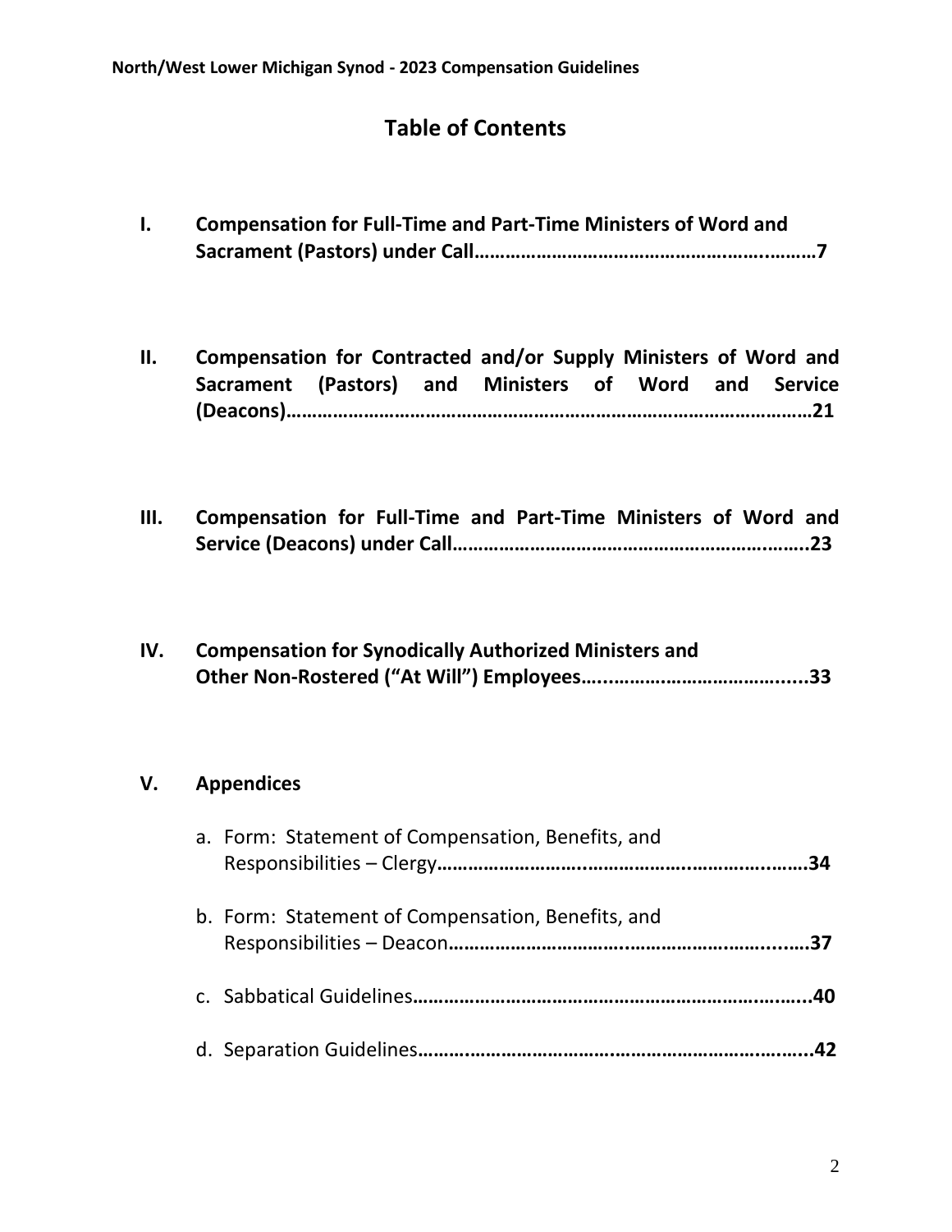# Table of Contents

**I. Compensation for Full-Time and Part-Time Ministers of Word and Sacrament (Pastors) under Call……………………………………………………7**

**II. Compensation for Contracted and/or Supply Ministers of Word and Sacrament (Pastors) and Ministers of Word and Service (Deacons)………………………………………………………………………………21**

**III. Compensation for Full-Time and Part-Time Ministers of Word and Service (Deacons) under Call……………………………………………………23**

**IV. Compensation for Synodically Authorized Ministers and Other Non-Rostered ("At Will") Employees……………………………………33**

**V. Appendices**

a. Form: Statement of Compensation, Benefits, and Responsibilities – Clergy**……………………………………………………34**

b. Form: Statement of Compensation, Benefits, and Responsibilities – Deacon**…………………………………………………37**

c. Sabbatical Guidelines**…………………………………………………………40**

d. Separation Guidelines**………………………………………………………42**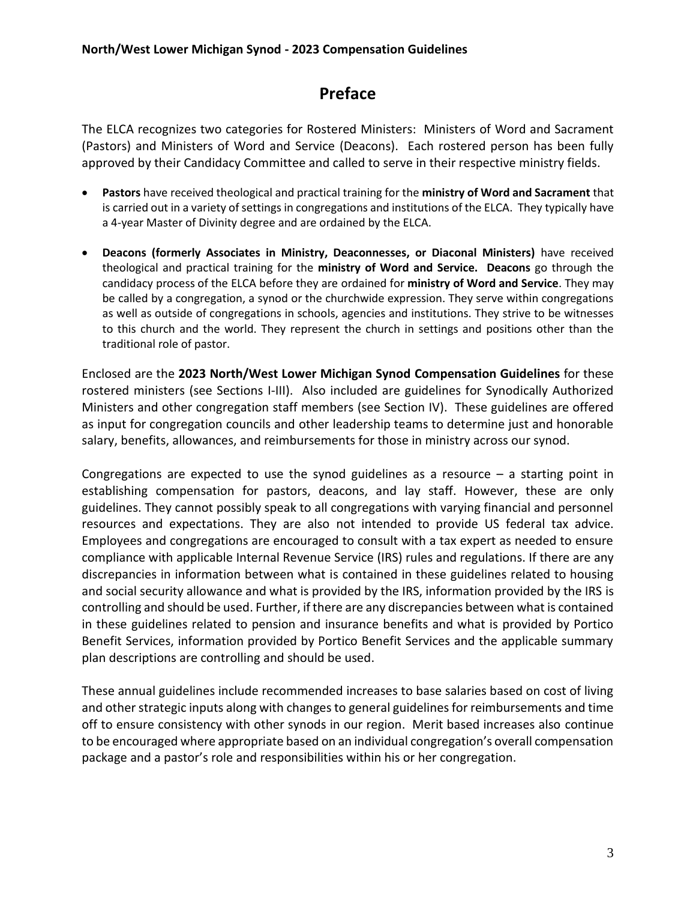# Preface

The ELCA recognizes two categories for Rostered Ministers: Ministers of Word and Sacrament (Pastors) and Ministers of Word and Service (Deacons). Each rostered person has been fully approved by their Candidacy Committee and called to serve in their respective ministry fields.

- **Pastors** have received theological and practical training for the **ministry of Word and Sacrament** that is carried out in a variety of settings in congregations and institutions of the ELCA. They typically have a 4-year Master of Divinity degree and are ordained by the ELCA.
- **Deacons (formerly Associates in Ministry, Deaconnesses, or Diaconal Ministers)** have received theological and practical training for the **ministry of Word and Service. Deacons** go through the candidacy process of the ELCA before they are ordained for **ministry of Word and Service**. They may be called by a congregation, a synod or the churchwide expression. They serve within congregations as well as outside of congregations in schools, agencies and institutions. They strive to be witnesses to this church and the world. They represent the church in settings and positions other than the traditional role of pastor.

Enclosed are the **2023 North/West Lower Michigan Synod Compensation Guidelines** for these rostered ministers (see Sections I-III). Also included are guidelines for Synodically Authorized Ministers and other congregation staff members (see Section IV). These guidelines are offered as input for congregation councils and other leadership teams to determine just and honorable salary, benefits, allowances, and reimbursements for those in ministry across our synod.

Congregations are expected to use the synod guidelines as a resource – a starting point in establishing compensation for pastors, deacons, and lay staff. However, these are only guidelines. They cannot possibly speak to all congregations with varying financial and personnel resources and expectations. They are also not intended to provide US federal tax advice. Employees and congregations are encouraged to consult with a tax expert as needed to ensure compliance with applicable Internal Revenue Service (IRS) rules and regulations. If there are any discrepancies in information between what is contained in these guidelines related to housing and social security allowance and what is provided by the IRS, information provided by the IRS is controlling and should be used. Further, if there are any discrepancies between what is contained in these guidelines related to pension and insurance benefits and what is provided by Portico Benefit Services, information provided by Portico Benefit Services and the applicable summary plan descriptions are controlling and should be used.

These annual guidelines include recommended increases to base salaries based on cost of living and other strategic inputs along with changes to general guidelines for reimbursements and time off to ensure consistency with other synods in our region. Merit based increases also continue to be encouraged where appropriate based on an individual congregation's overall compensation package and a pastor's role and responsibilities within his or her congregation.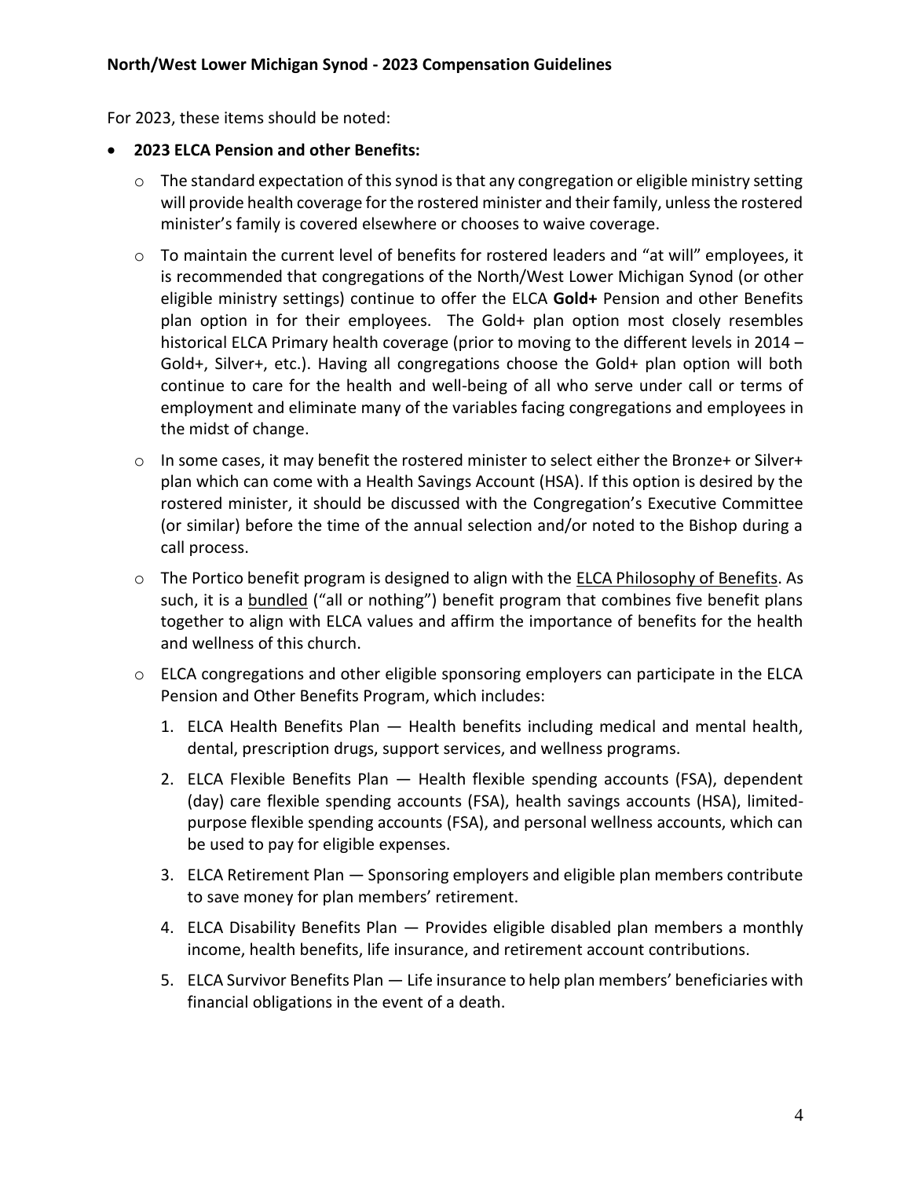For 2023, these items should be noted:

- **2023 ELCA Pension and other Benefits:**
    - The standard expectation of this synod is that any congregation or eligible ministry setting will provide health coverage for the rostered minister and their family, unless the rostered minister's family is covered elsewhere or chooses to waive coverage.
    - To maintain the current level of benefits for rostered leaders and "at will" employees, it is recommended that congregations of the North/West Lower Michigan Synod (or other eligible ministry settings) continue to offer the ELCA **Gold+** Pension and other Benefits plan option in for their employees. The Gold+ plan option most closely resembles historical ELCA Primary health coverage (prior to moving to the different levels in 2014 – Gold+, Silver+, etc.). Having all congregations choose the Gold+ plan option will both continue to care for the health and well-being of all who serve under call or terms of employment and eliminate many of the variables facing congregations and employees in the midst of change.
    - In some cases, it may benefit the rostered minister to select either the Bronze+ or Silver+ plan which can come with a Health Savings Account (HSA). If this option is desired by the rostered minister, it should be discussed with the Congregation's Executive Committee (or similar) before the time of the annual selection and/or noted to the Bishop during a call process.
    - The Portico benefit program is designed to align with the ELCA Philosophy of Benefits. As such, it is a bundled ("all or nothing") benefit program that combines five benefit plans together to align with ELCA values and affirm the importance of benefits for the health and wellness of this church.
    - ELCA congregations and other eligible sponsoring employers can participate in the ELCA Pension and Other Benefits Program, which includes:
        1. ELCA Health Benefits Plan — Health benefits including medical and mental health, dental, prescription drugs, support services, and wellness programs.
        2. ELCA Flexible Benefits Plan — Health flexible spending accounts (FSA), dependent (day) care flexible spending accounts (FSA), health savings accounts (HSA), limited-purpose flexible spending accounts (FSA), and personal wellness accounts, which can be used to pay for eligible expenses.
        3. ELCA Retirement Plan — Sponsoring employers and eligible plan members contribute to save money for plan members' retirement.
        4. ELCA Disability Benefits Plan — Provides eligible disabled plan members a monthly income, health benefits, life insurance, and retirement account contributions.
        5. ELCA Survivor Benefits Plan — Life insurance to help plan members' beneficiaries with financial obligations in the event of a death.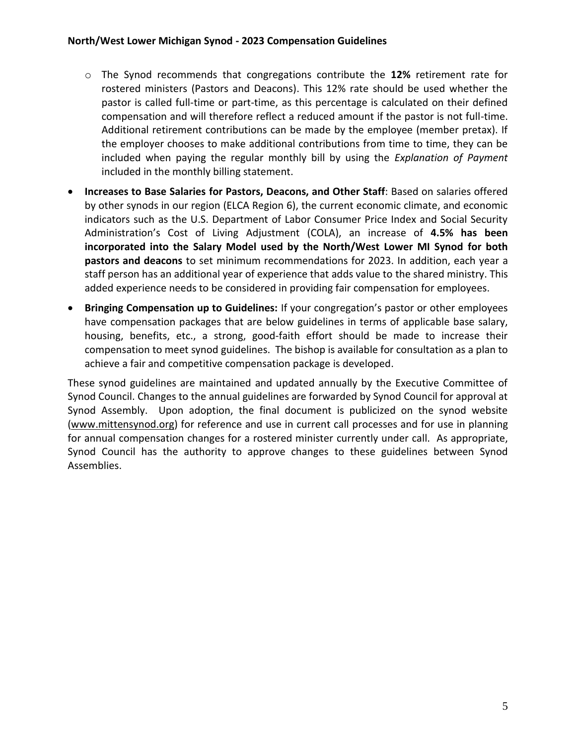- The Synod recommends that congregations contribute the **12%** retirement rate for rostered ministers (Pastors and Deacons). This 12% rate should be used whether the pastor is called full-time or part-time, as this percentage is calculated on their defined compensation and will therefore reflect a reduced amount if the pastor is not full-time. Additional retirement contributions can be made by the employee (member pretax). If the employer chooses to make additional contributions from time to time, they can be included when paying the regular monthly bill by using the *Explanation of Payment* included in the monthly billing statement.

- **Increases to Base Salaries for Pastors, Deacons, and Other Staff**: Based on salaries offered by other synods in our region (ELCA Region 6), the current economic climate, and economic indicators such as the U.S. Department of Labor Consumer Price Index and Social Security Administration's Cost of Living Adjustment (COLA), an increase of **4.5% has been incorporated into the Salary Model used by the North/West Lower MI Synod for both pastors and deacons** to set minimum recommendations for 2023. In addition, each year a staff person has an additional year of experience that adds value to the shared ministry. This added experience needs to be considered in providing fair compensation for employees.

- **Bringing Compensation up to Guidelines:** If your congregation's pastor or other employees have compensation packages that are below guidelines in terms of applicable base salary, housing, benefits, etc., a strong, good-faith effort should be made to increase their compensation to meet synod guidelines. The bishop is available for consultation as a plan to achieve a fair and competitive compensation package is developed.

These synod guidelines are maintained and updated annually by the Executive Committee of Synod Council. Changes to the annual guidelines are forwarded by Synod Council for approval at Synod Assembly. Upon adoption, the final document is publicized on the synod website (www.mittensynod.org) for reference and use in current call processes and for use in planning for annual compensation changes for a rostered minister currently under call. As appropriate, Synod Council has the authority to approve changes to these guidelines between Synod Assemblies.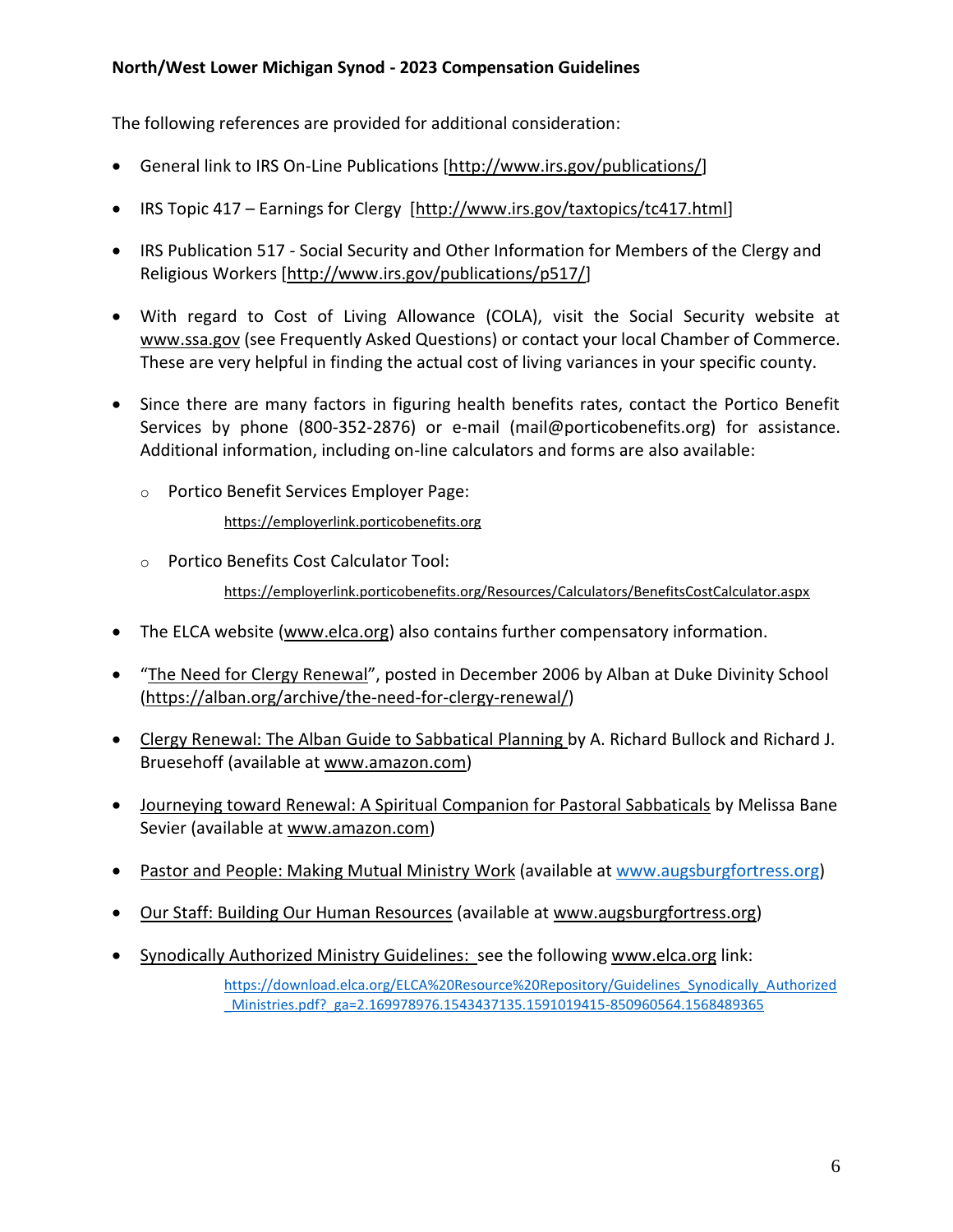The following references are provided for additional consideration:

- General link to IRS On-Line Publications [http://www.irs.gov/publications/]
- IRS Topic 417 – Earnings for Clergy [http://www.irs.gov/taxtopics/tc417.html]
- IRS Publication 517 - Social Security and Other Information for Members of the Clergy and Religious Workers [http://www.irs.gov/publications/p517/]
- With regard to Cost of Living Allowance (COLA), visit the Social Security website at www.ssa.gov (see Frequently Asked Questions) or contact your local Chamber of Commerce. These are very helpful in finding the actual cost of living variances in your specific county.
- Since there are many factors in figuring health benefits rates, contact the Portico Benefit Services by phone (800-352-2876) or e-mail (mail@porticobenefits.org) for assistance. Additional information, including on-line calculators and forms are also available:
  - Portico Benefit Services Employer Page:

    https://employerlink.porticobenefits.org
  - Portico Benefits Cost Calculator Tool:

    https://employerlink.porticobenefits.org/Resources/Calculators/BenefitsCostCalculator.aspx
- The ELCA website (www.elca.org) also contains further compensatory information.
- "The Need for Clergy Renewal", posted in December 2006 by Alban at Duke Divinity School (https://alban.org/archive/the-need-for-clergy-renewal/)
- Clergy Renewal: The Alban Guide to Sabbatical Planning by A. Richard Bullock and Richard J. Bruesehoff (available at www.amazon.com)
- Journeying toward Renewal: A Spiritual Companion for Pastoral Sabbaticals by Melissa Bane Sevier (available at www.amazon.com)
- Pastor and People: Making Mutual Ministry Work (available at www.augsburgfortress.org)
- Our Staff: Building Our Human Resources (available at www.augsburgfortress.org)
- Synodically Authorized Ministry Guidelines: see the following www.elca.org link:

  https://download.elca.org/ELCA%20Resource%20Repository/Guidelines_Synodically_Authorized_Ministries.pdf?_ga=2.169978976.1543437135.1591019415-850960564.1568489365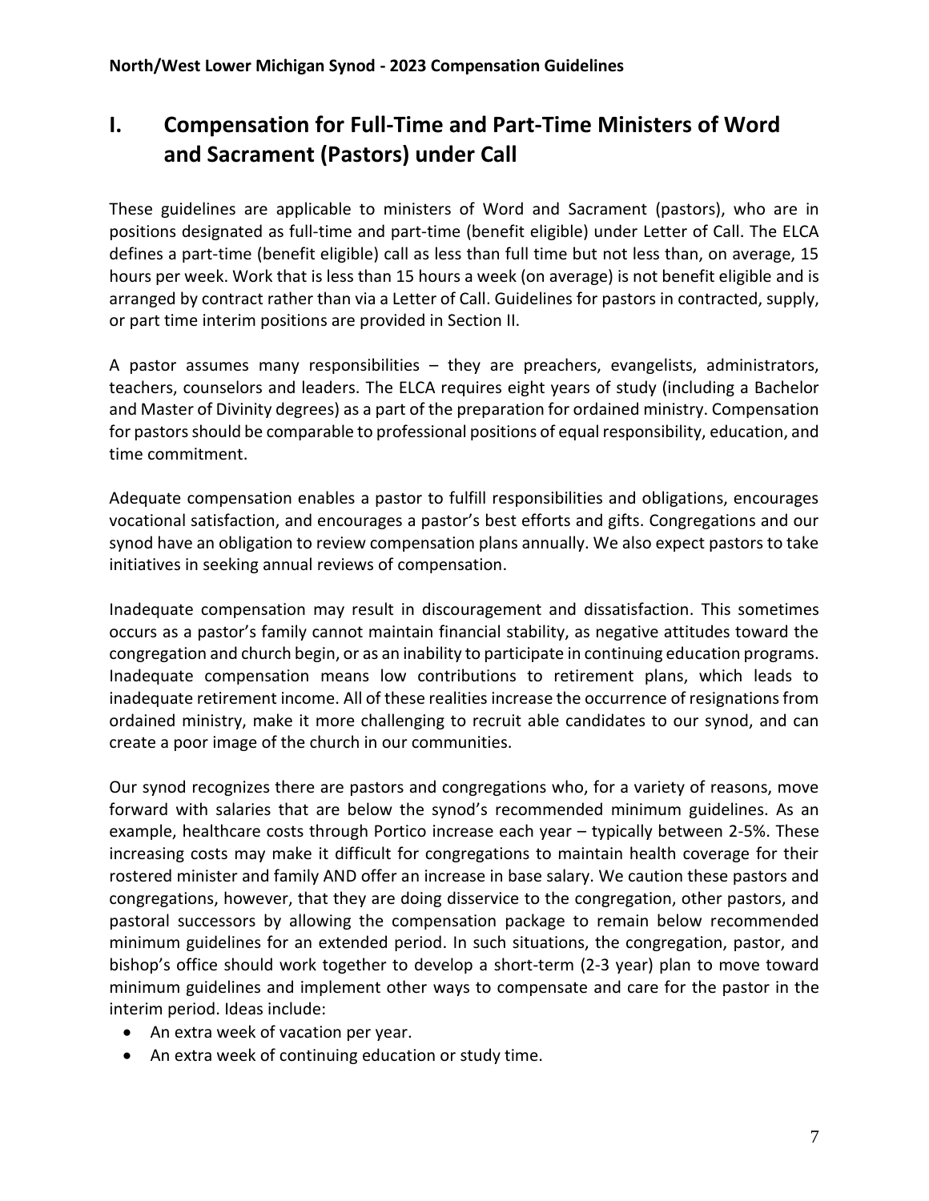# I. Compensation for Full-Time and Part-Time Ministers of Word and Sacrament (Pastors) under Call

These guidelines are applicable to ministers of Word and Sacrament (pastors), who are in positions designated as full-time and part-time (benefit eligible) under Letter of Call. The ELCA defines a part-time (benefit eligible) call as less than full time but not less than, on average, 15 hours per week. Work that is less than 15 hours a week (on average) is not benefit eligible and is arranged by contract rather than via a Letter of Call. Guidelines for pastors in contracted, supply, or part time interim positions are provided in Section II.

A pastor assumes many responsibilities – they are preachers, evangelists, administrators, teachers, counselors and leaders. The ELCA requires eight years of study (including a Bachelor and Master of Divinity degrees) as a part of the preparation for ordained ministry. Compensation for pastors should be comparable to professional positions of equal responsibility, education, and time commitment.

Adequate compensation enables a pastor to fulfill responsibilities and obligations, encourages vocational satisfaction, and encourages a pastor's best efforts and gifts. Congregations and our synod have an obligation to review compensation plans annually. We also expect pastors to take initiatives in seeking annual reviews of compensation.

Inadequate compensation may result in discouragement and dissatisfaction. This sometimes occurs as a pastor's family cannot maintain financial stability, as negative attitudes toward the congregation and church begin, or as an inability to participate in continuing education programs. Inadequate compensation means low contributions to retirement plans, which leads to inadequate retirement income. All of these realities increase the occurrence of resignations from ordained ministry, make it more challenging to recruit able candidates to our synod, and can create a poor image of the church in our communities.

Our synod recognizes there are pastors and congregations who, for a variety of reasons, move forward with salaries that are below the synod's recommended minimum guidelines. As an example, healthcare costs through Portico increase each year – typically between 2-5%. These increasing costs may make it difficult for congregations to maintain health coverage for their rostered minister and family AND offer an increase in base salary. We caution these pastors and congregations, however, that they are doing disservice to the congregation, other pastors, and pastoral successors by allowing the compensation package to remain below recommended minimum guidelines for an extended period. In such situations, the congregation, pastor, and bishop's office should work together to develop a short-term (2-3 year) plan to move toward minimum guidelines and implement other ways to compensate and care for the pastor in the interim period. Ideas include:

- An extra week of vacation per year.
- An extra week of continuing education or study time.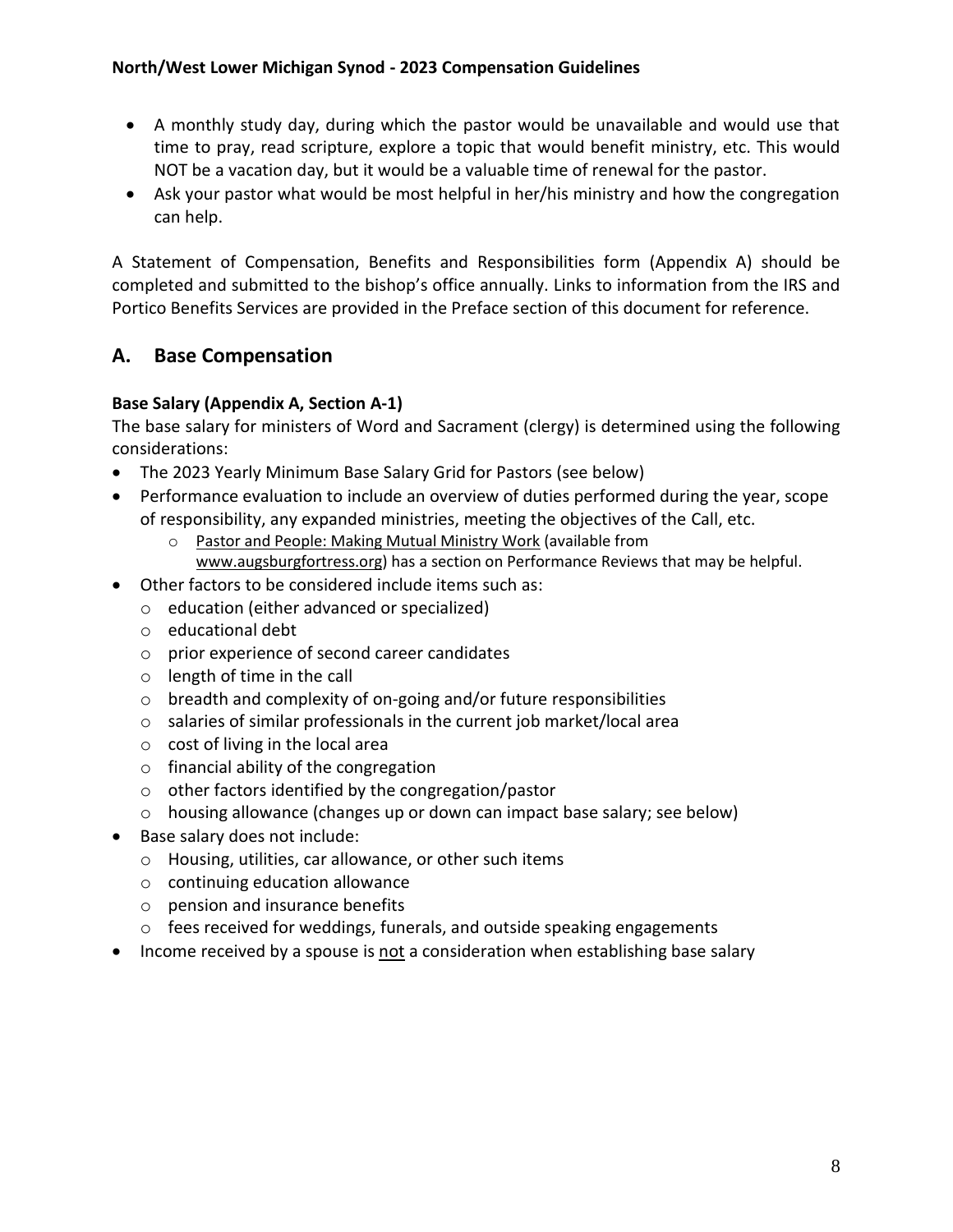- A monthly study day, during which the pastor would be unavailable and would use that time to pray, read scripture, explore a topic that would benefit ministry, etc. This would NOT be a vacation day, but it would be a valuable time of renewal for the pastor.
- Ask your pastor what would be most helpful in her/his ministry and how the congregation can help.

A Statement of Compensation, Benefits and Responsibilities form (Appendix A) should be completed and submitted to the bishop's office annually. Links to information from the IRS and Portico Benefits Services are provided in the Preface section of this document for reference.

## A. Base Compensation

**Base Salary (Appendix A, Section A-1)**

The base salary for ministers of Word and Sacrament (clergy) is determined using the following considerations:

- The 2023 Yearly Minimum Base Salary Grid for Pastors (see below)
- Performance evaluation to include an overview of duties performed during the year, scope of responsibility, any expanded ministries, meeting the objectives of the Call, etc.
  - Pastor and People: Making Mutual Ministry Work (available from www.augsburgfortress.org) has a section on Performance Reviews that may be helpful.
- Other factors to be considered include items such as:
  - education (either advanced or specialized)
  - educational debt
  - prior experience of second career candidates
  - length of time in the call
  - breadth and complexity of on-going and/or future responsibilities
  - salaries of similar professionals in the current job market/local area
  - cost of living in the local area
  - financial ability of the congregation
  - other factors identified by the congregation/pastor
  - housing allowance (changes up or down can impact base salary; see below)
- Base salary does not include:
  - Housing, utilities, car allowance, or other such items
  - continuing education allowance
  - pension and insurance benefits
  - fees received for weddings, funerals, and outside speaking engagements
- Income received by a spouse is not a consideration when establishing base salary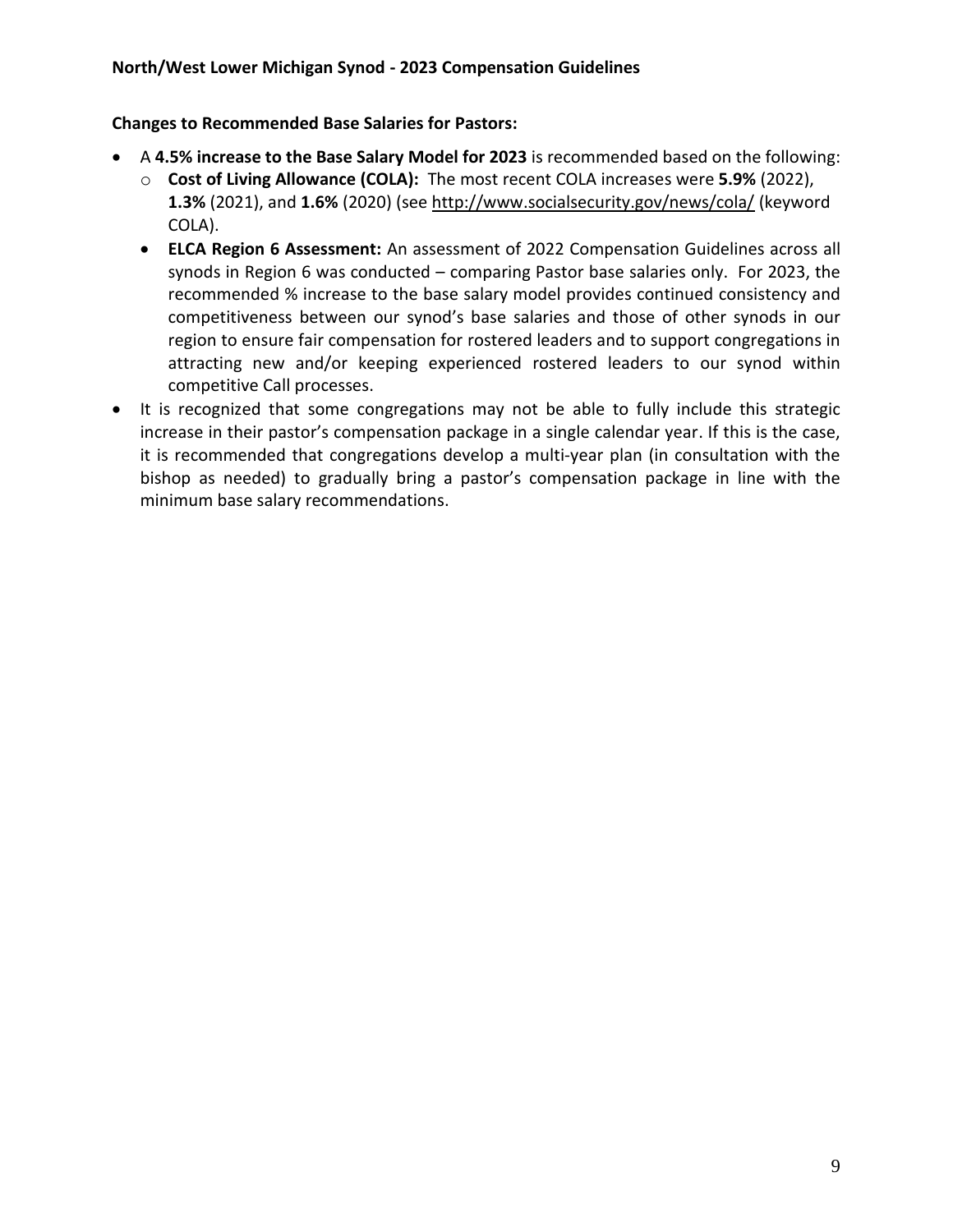**Changes to Recommended Base Salaries for Pastors:**

- A **4.5% increase to the Base Salary Model for 2023** is recommended based on the following:
  - **Cost of Living Allowance (COLA):** The most recent COLA increases were **5.9%** (2022), **1.3%** (2021), and **1.6%** (2020) (see http://www.socialsecurity.gov/news/cola/ (keyword COLA).
  - **ELCA Region 6 Assessment:** An assessment of 2022 Compensation Guidelines across all synods in Region 6 was conducted – comparing Pastor base salaries only. For 2023, the recommended % increase to the base salary model provides continued consistency and competitiveness between our synod's base salaries and those of other synods in our region to ensure fair compensation for rostered leaders and to support congregations in attracting new and/or keeping experienced rostered leaders to our synod within competitive Call processes.
- It is recognized that some congregations may not be able to fully include this strategic increase in their pastor's compensation package in a single calendar year. If this is the case, it is recommended that congregations develop a multi-year plan (in consultation with the bishop as needed) to gradually bring a pastor's compensation package in line with the minimum base salary recommendations.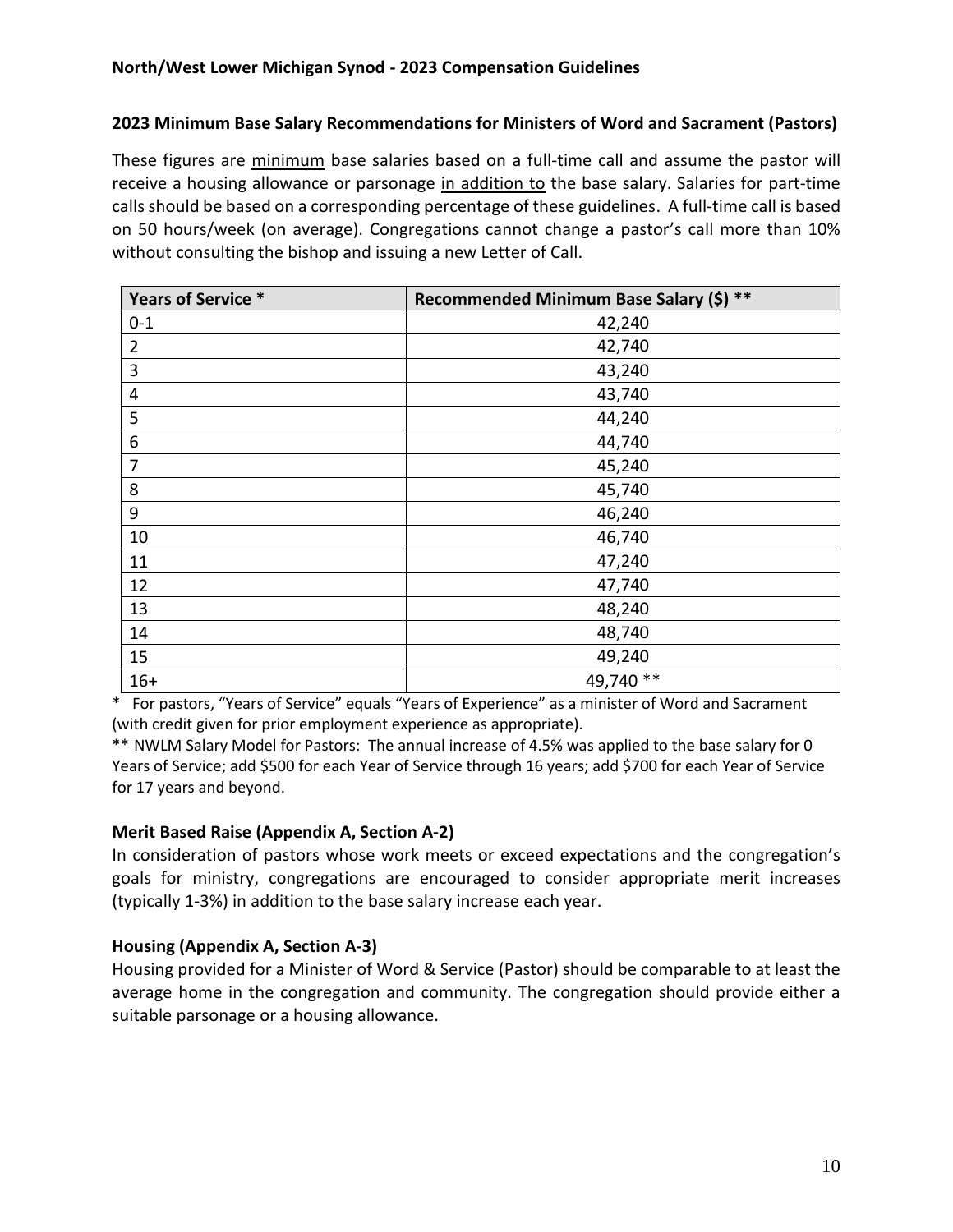**North/West Lower Michigan Synod - 2023 Compensation Guidelines**

### 2023 Minimum Base Salary Recommendations for Ministers of Word and Sacrament (Pastors)

These figures are minimum base salaries based on a full-time call and assume the pastor will receive a housing allowance or parsonage in addition to the base salary. Salaries for part-time calls should be based on a corresponding percentage of these guidelines. A full-time call is based on 50 hours/week (on average). Congregations cannot change a pastor's call more than 10% without consulting the bishop and issuing a new Letter of Call.

| Years of Service * | Recommended Minimum Base Salary ($) ** |
|---|---|
| 0-1 | 42,240 |
| 2 | 42,740 |
| 3 | 43,240 |
| 4 | 43,740 |
| 5 | 44,240 |
| 6 | 44,740 |
| 7 | 45,240 |
| 8 | 45,740 |
| 9 | 46,240 |
| 10 | 46,740 |
| 11 | 47,240 |
| 12 | 47,740 |
| 13 | 48,240 |
| 14 | 48,740 |
| 15 | 49,240 |
| 16+ | 49,740 ** |

* For pastors, "Years of Service" equals "Years of Experience" as a minister of Word and Sacrament (with credit given for prior employment experience as appropriate).

** NWLM Salary Model for Pastors: The annual increase of 4.5% was applied to the base salary for 0 Years of Service; add $500 for each Year of Service through 16 years; add $700 for each Year of Service for 17 years and beyond.

### Merit Based Raise (Appendix A, Section A-2)

In consideration of pastors whose work meets or exceed expectations and the congregation's goals for ministry, congregations are encouraged to consider appropriate merit increases (typically 1-3%) in addition to the base salary increase each year.

### Housing (Appendix A, Section A-3)

Housing provided for a Minister of Word & Service (Pastor) should be comparable to at least the average home in the congregation and community. The congregation should provide either a suitable parsonage or a housing allowance.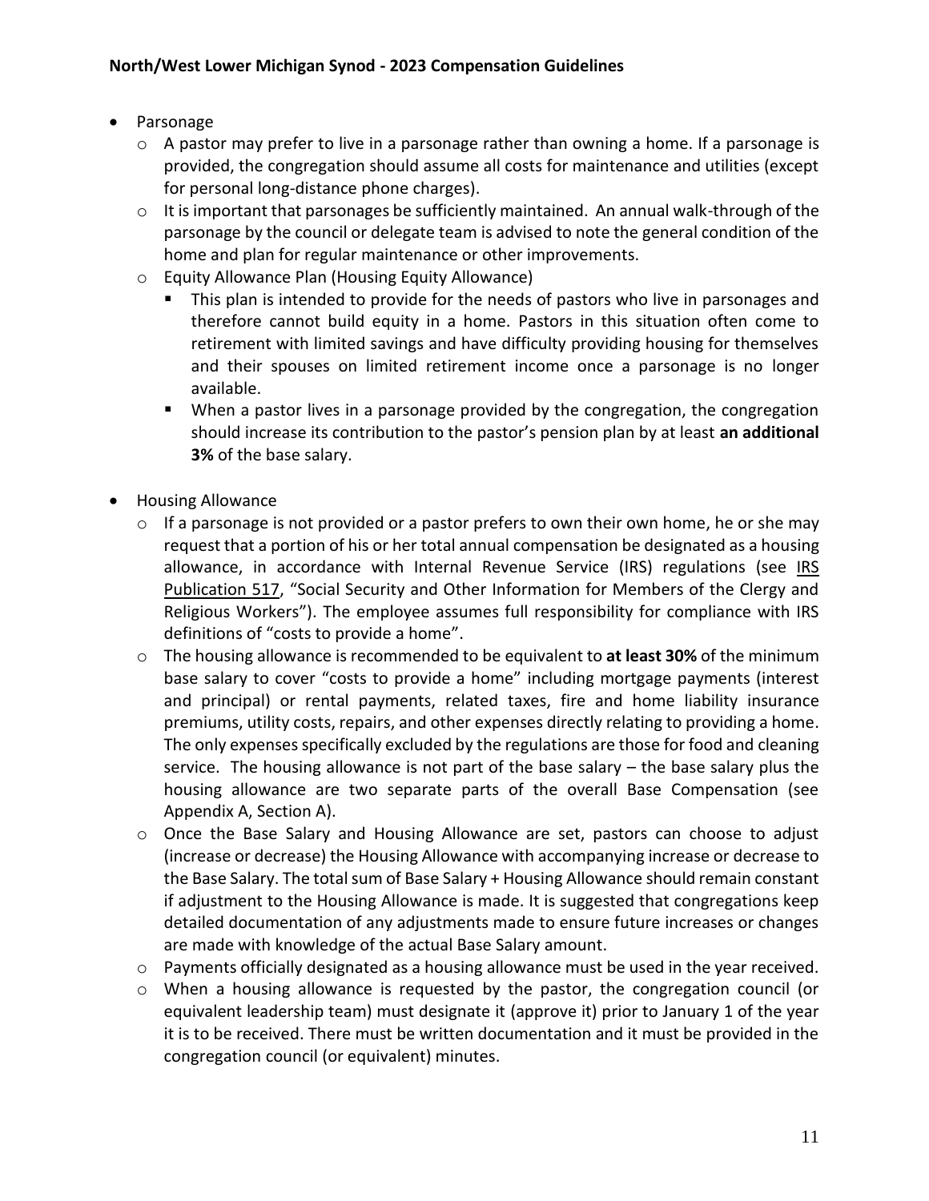- Parsonage
  - A pastor may prefer to live in a parsonage rather than owning a home. If a parsonage is provided, the congregation should assume all costs for maintenance and utilities (except for personal long-distance phone charges).
  - It is important that parsonages be sufficiently maintained. An annual walk-through of the parsonage by the council or delegate team is advised to note the general condition of the home and plan for regular maintenance or other improvements.
  - Equity Allowance Plan (Housing Equity Allowance)
    - This plan is intended to provide for the needs of pastors who live in parsonages and therefore cannot build equity in a home. Pastors in this situation often come to retirement with limited savings and have difficulty providing housing for themselves and their spouses on limited retirement income once a parsonage is no longer available.
    - When a pastor lives in a parsonage provided by the congregation, the congregation should increase its contribution to the pastor's pension plan by at least **an additional 3%** of the base salary.

- Housing Allowance
  - If a parsonage is not provided or a pastor prefers to own their own home, he or she may request that a portion of his or her total annual compensation be designated as a housing allowance, in accordance with Internal Revenue Service (IRS) regulations (see IRS Publication 517, "Social Security and Other Information for Members of the Clergy and Religious Workers"). The employee assumes full responsibility for compliance with IRS definitions of "costs to provide a home".
  - The housing allowance is recommended to be equivalent to **at least 30%** of the minimum base salary to cover "costs to provide a home" including mortgage payments (interest and principal) or rental payments, related taxes, fire and home liability insurance premiums, utility costs, repairs, and other expenses directly relating to providing a home. The only expenses specifically excluded by the regulations are those for food and cleaning service. The housing allowance is not part of the base salary – the base salary plus the housing allowance are two separate parts of the overall Base Compensation (see Appendix A, Section A).
  - Once the Base Salary and Housing Allowance are set, pastors can choose to adjust (increase or decrease) the Housing Allowance with accompanying increase or decrease to the Base Salary. The total sum of Base Salary + Housing Allowance should remain constant if adjustment to the Housing Allowance is made. It is suggested that congregations keep detailed documentation of any adjustments made to ensure future increases or changes are made with knowledge of the actual Base Salary amount.
  - Payments officially designated as a housing allowance must be used in the year received.
  - When a housing allowance is requested by the pastor, the congregation council (or equivalent leadership team) must designate it (approve it) prior to January 1 of the year it is to be received. There must be written documentation and it must be provided in the congregation council (or equivalent) minutes.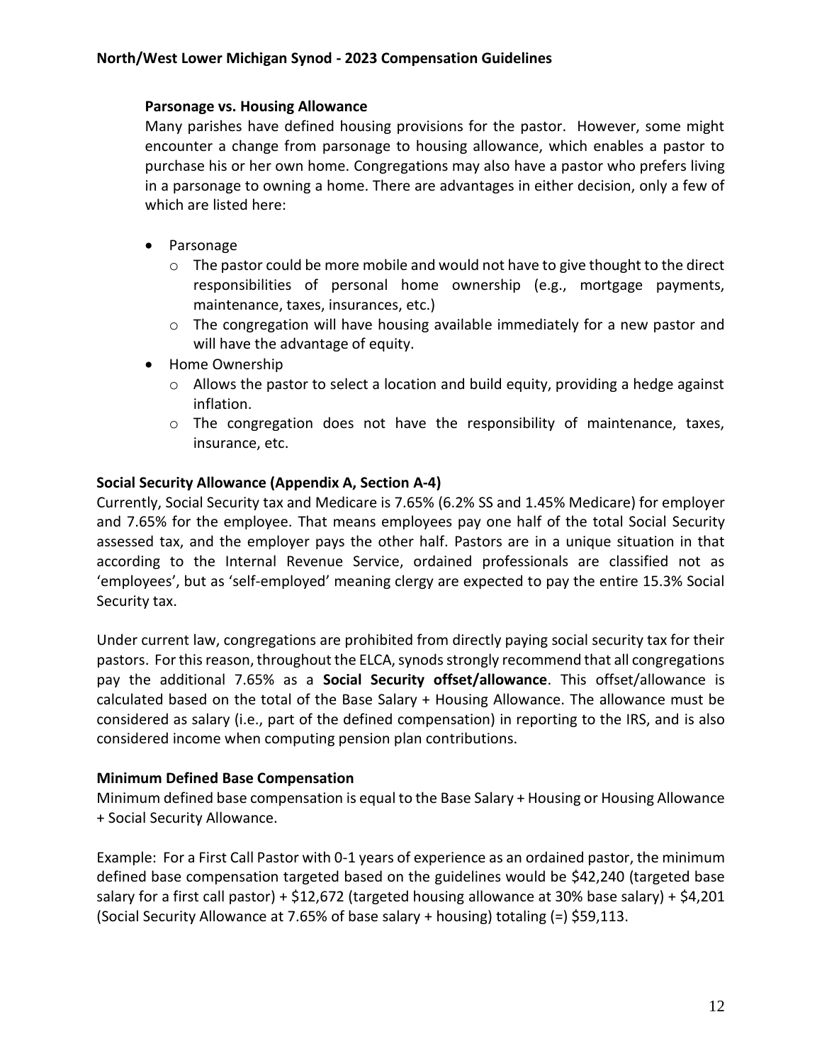### Parsonage vs. Housing Allowance

Many parishes have defined housing provisions for the pastor. However, some might encounter a change from parsonage to housing allowance, which enables a pastor to purchase his or her own home. Congregations may also have a pastor who prefers living in a parsonage to owning a home. There are advantages in either decision, only a few of which are listed here:

- Parsonage
  - The pastor could be more mobile and would not have to give thought to the direct responsibilities of personal home ownership (e.g., mortgage payments, maintenance, taxes, insurances, etc.)
  - The congregation will have housing available immediately for a new pastor and will have the advantage of equity.
- Home Ownership
  - Allows the pastor to select a location and build equity, providing a hedge against inflation.
  - The congregation does not have the responsibility of maintenance, taxes, insurance, etc.

### Social Security Allowance (Appendix A, Section A-4)

Currently, Social Security tax and Medicare is 7.65% (6.2% SS and 1.45% Medicare) for employer and 7.65% for the employee. That means employees pay one half of the total Social Security assessed tax, and the employer pays the other half. Pastors are in a unique situation in that according to the Internal Revenue Service, ordained professionals are classified not as 'employees', but as 'self-employed' meaning clergy are expected to pay the entire 15.3% Social Security tax.

Under current law, congregations are prohibited from directly paying social security tax for their pastors. For this reason, throughout the ELCA, synods strongly recommend that all congregations pay the additional 7.65% as a **Social Security offset/allowance**. This offset/allowance is calculated based on the total of the Base Salary + Housing Allowance. The allowance must be considered as salary (i.e., part of the defined compensation) in reporting to the IRS, and is also considered income when computing pension plan contributions.

### Minimum Defined Base Compensation

Minimum defined base compensation is equal to the Base Salary + Housing or Housing Allowance + Social Security Allowance.

Example: For a First Call Pastor with 0-1 years of experience as an ordained pastor, the minimum defined base compensation targeted based on the guidelines would be $42,240 (targeted base salary for a first call pastor) + $12,672 (targeted housing allowance at 30% base salary) + $4,201 (Social Security Allowance at 7.65% of base salary + housing) totaling (=) $59,113.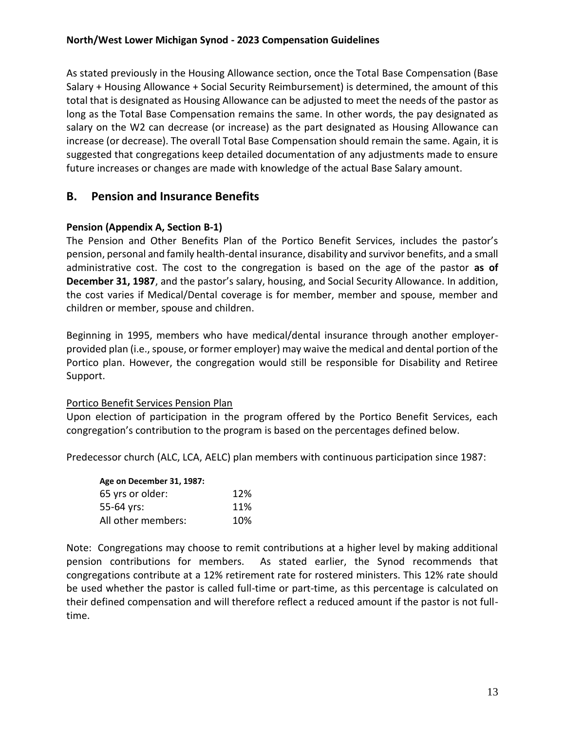As stated previously in the Housing Allowance section, once the Total Base Compensation (Base Salary + Housing Allowance + Social Security Reimbursement) is determined, the amount of this total that is designated as Housing Allowance can be adjusted to meet the needs of the pastor as long as the Total Base Compensation remains the same. In other words, the pay designated as salary on the W2 can decrease (or increase) as the part designated as Housing Allowance can increase (or decrease). The overall Total Base Compensation should remain the same. Again, it is suggested that congregations keep detailed documentation of any adjustments made to ensure future increases or changes are made with knowledge of the actual Base Salary amount.

## B. Pension and Insurance Benefits

**Pension (Appendix A, Section B-1)**

The Pension and Other Benefits Plan of the Portico Benefit Services, includes the pastor's pension, personal and family health-dental insurance, disability and survivor benefits, and a small administrative cost. The cost to the congregation is based on the age of the pastor **as of December 31, 1987**, and the pastor's salary, housing, and Social Security Allowance. In addition, the cost varies if Medical/Dental coverage is for member, member and spouse, member and children or member, spouse and children.

Beginning in 1995, members who have medical/dental insurance through another employer-provided plan (i.e., spouse, or former employer) may waive the medical and dental portion of the Portico plan. However, the congregation would still be responsible for Disability and Retiree Support.

Portico Benefit Services Pension Plan

Upon election of participation in the program offered by the Portico Benefit Services, each congregation's contribution to the program is based on the percentages defined below.

Predecessor church (ALC, LCA, AELC) plan members with continuous participation since 1987:

| **Age on December 31, 1987:** | |
|---|---|
| 65 yrs or older: | 12% |
| 55-64 yrs: | 11% |
| All other members: | 10% |

Note: Congregations may choose to remit contributions at a higher level by making additional pension contributions for members. As stated earlier, the Synod recommends that congregations contribute at a 12% retirement rate for rostered ministers. This 12% rate should be used whether the pastor is called full-time or part-time, as this percentage is calculated on their defined compensation and will therefore reflect a reduced amount if the pastor is not full-time.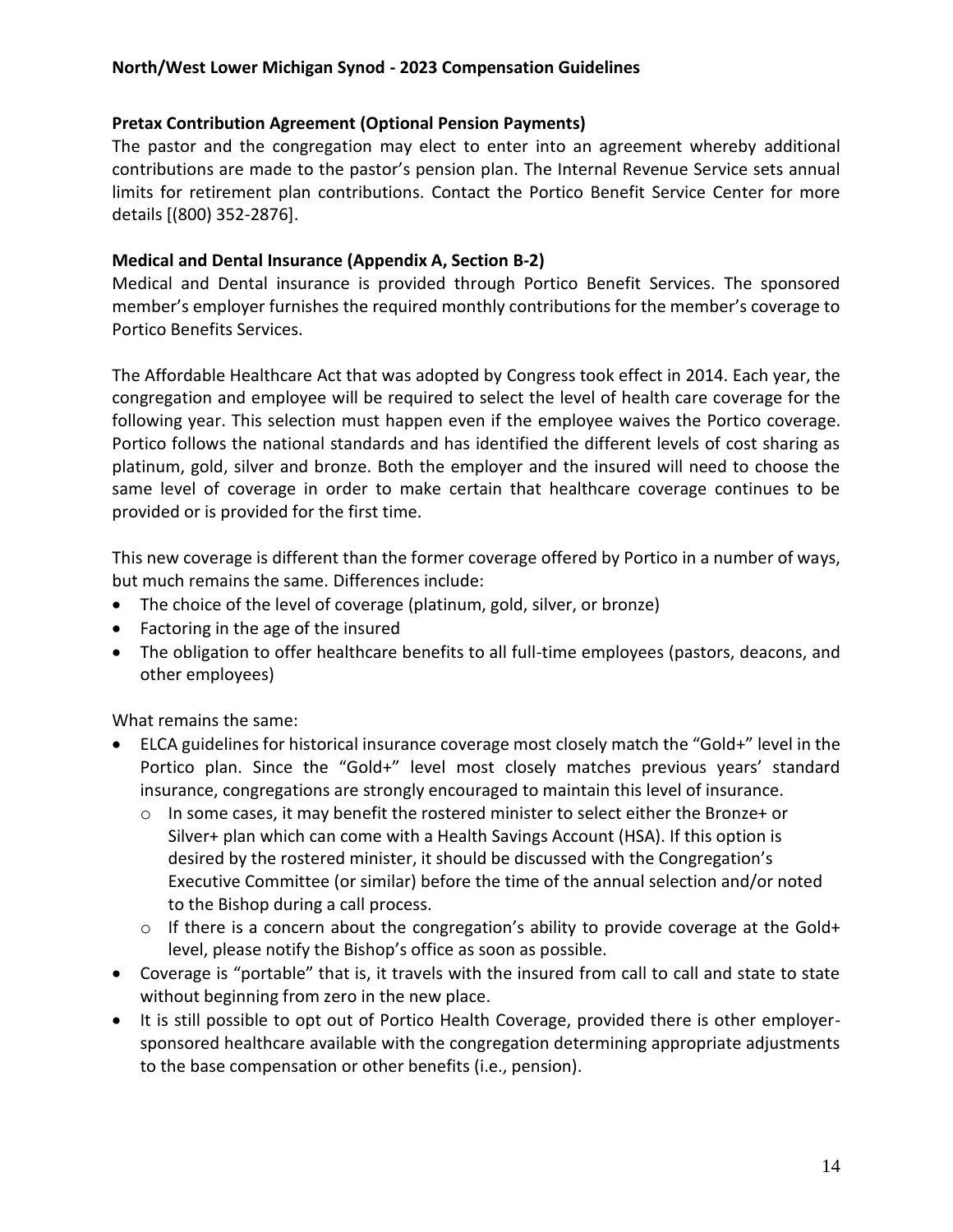**Pretax Contribution Agreement (Optional Pension Payments)**

The pastor and the congregation may elect to enter into an agreement whereby additional contributions are made to the pastor's pension plan. The Internal Revenue Service sets annual limits for retirement plan contributions. Contact the Portico Benefit Service Center for more details [(800) 352-2876].

**Medical and Dental Insurance (Appendix A, Section B-2)**

Medical and Dental insurance is provided through Portico Benefit Services. The sponsored member's employer furnishes the required monthly contributions for the member's coverage to Portico Benefits Services.

The Affordable Healthcare Act that was adopted by Congress took effect in 2014. Each year, the congregation and employee will be required to select the level of health care coverage for the following year. This selection must happen even if the employee waives the Portico coverage. Portico follows the national standards and has identified the different levels of cost sharing as platinum, gold, silver and bronze. Both the employer and the insured will need to choose the same level of coverage in order to make certain that healthcare coverage continues to be provided or is provided for the first time.

This new coverage is different than the former coverage offered by Portico in a number of ways, but much remains the same. Differences include:

- The choice of the level of coverage (platinum, gold, silver, or bronze)
- Factoring in the age of the insured
- The obligation to offer healthcare benefits to all full-time employees (pastors, deacons, and other employees)

What remains the same:

- ELCA guidelines for historical insurance coverage most closely match the "Gold+" level in the Portico plan. Since the "Gold+" level most closely matches previous years' standard insurance, congregations are strongly encouraged to maintain this level of insurance.
    - In some cases, it may benefit the rostered minister to select either the Bronze+ or Silver+ plan which can come with a Health Savings Account (HSA). If this option is desired by the rostered minister, it should be discussed with the Congregation's Executive Committee (or similar) before the time of the annual selection and/or noted to the Bishop during a call process.
    - If there is a concern about the congregation's ability to provide coverage at the Gold+ level, please notify the Bishop's office as soon as possible.
- Coverage is "portable" that is, it travels with the insured from call to call and state to state without beginning from zero in the new place.
- It is still possible to opt out of Portico Health Coverage, provided there is other employer-sponsored healthcare available with the congregation determining appropriate adjustments to the base compensation or other benefits (i.e., pension).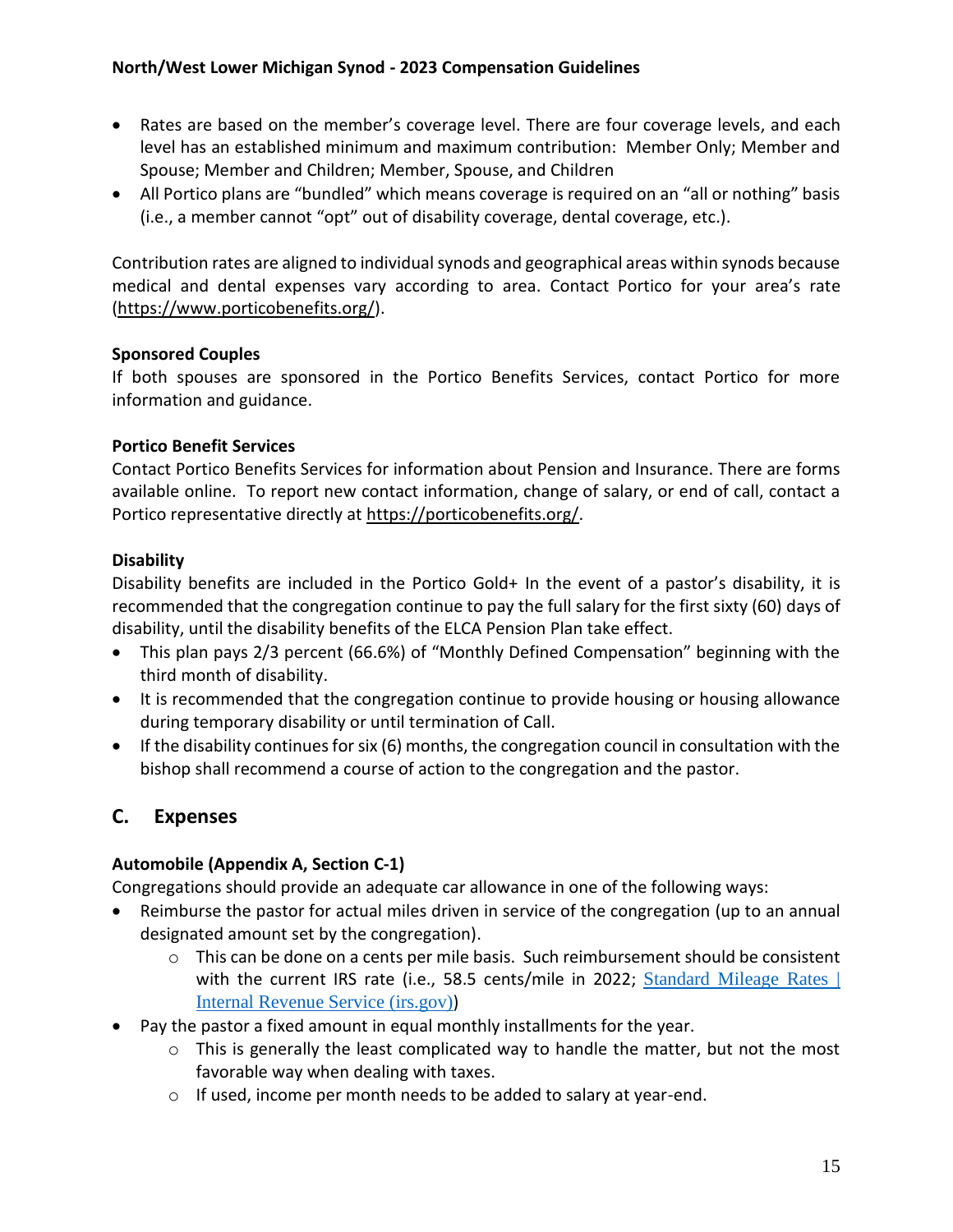- Rates are based on the member's coverage level. There are four coverage levels, and each level has an established minimum and maximum contribution: Member Only; Member and Spouse; Member and Children; Member, Spouse, and Children
- All Portico plans are "bundled" which means coverage is required on an "all or nothing" basis (i.e., a member cannot "opt" out of disability coverage, dental coverage, etc.).

Contribution rates are aligned to individual synods and geographical areas within synods because medical and dental expenses vary according to area. Contact Portico for your area's rate (https://www.porticobenefits.org/).

**Sponsored Couples**

If both spouses are sponsored in the Portico Benefits Services, contact Portico for more information and guidance.

**Portico Benefit Services**

Contact Portico Benefits Services for information about Pension and Insurance. There are forms available online. To report new contact information, change of salary, or end of call, contact a Portico representative directly at https://porticobenefits.org/.

**Disability**

Disability benefits are included in the Portico Gold+ In the event of a pastor's disability, it is recommended that the congregation continue to pay the full salary for the first sixty (60) days of disability, until the disability benefits of the ELCA Pension Plan take effect.

- This plan pays 2/3 percent (66.6%) of "Monthly Defined Compensation" beginning with the third month of disability.
- It is recommended that the congregation continue to provide housing or housing allowance during temporary disability or until termination of Call.
- If the disability continues for six (6) months, the congregation council in consultation with the bishop shall recommend a course of action to the congregation and the pastor.

## C. Expenses

**Automobile (Appendix A, Section C-1)**

Congregations should provide an adequate car allowance in one of the following ways:

- Reimburse the pastor for actual miles driven in service of the congregation (up to an annual designated amount set by the congregation).
    - This can be done on a cents per mile basis. Such reimbursement should be consistent with the current IRS rate (i.e., 58.5 cents/mile in 2022; Standard Mileage Rates | Internal Revenue Service (irs.gov))
- Pay the pastor a fixed amount in equal monthly installments for the year.
    - This is generally the least complicated way to handle the matter, but not the most favorable way when dealing with taxes.
    - If used, income per month needs to be added to salary at year-end.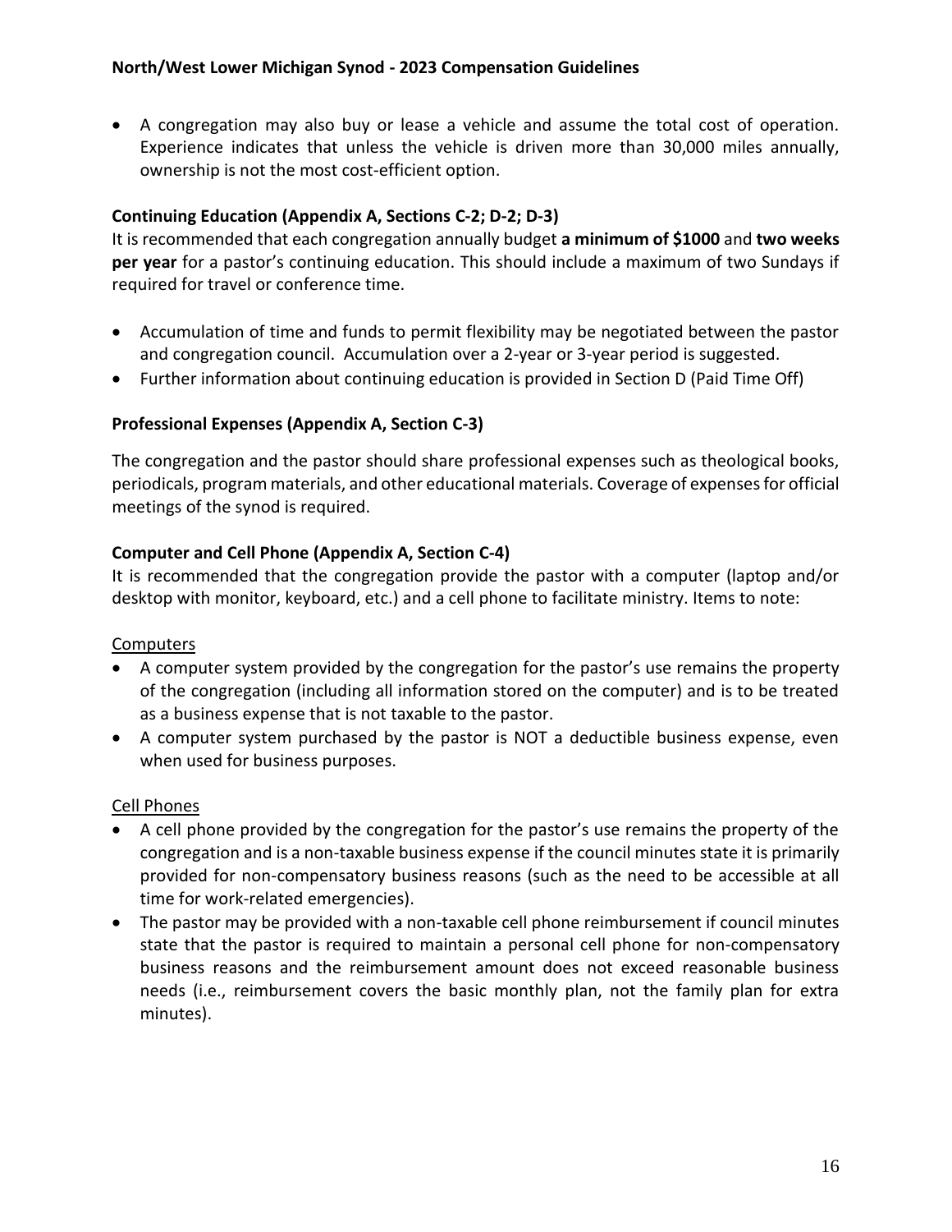- A congregation may also buy or lease a vehicle and assume the total cost of operation. Experience indicates that unless the vehicle is driven more than 30,000 miles annually, ownership is not the most cost-efficient option.

### Continuing Education (Appendix A, Sections C-2; D-2; D-3)

It is recommended that each congregation annually budget **a minimum of $1000** and **two weeks per year** for a pastor's continuing education. This should include a maximum of two Sundays if required for travel or conference time.

- Accumulation of time and funds to permit flexibility may be negotiated between the pastor and congregation council. Accumulation over a 2-year or 3-year period is suggested.
- Further information about continuing education is provided in Section D (Paid Time Off)

### Professional Expenses (Appendix A, Section C-3)

The congregation and the pastor should share professional expenses such as theological books, periodicals, program materials, and other educational materials. Coverage of expenses for official meetings of the synod is required.

### Computer and Cell Phone (Appendix A, Section C-4)

It is recommended that the congregation provide the pastor with a computer (laptop and/or desktop with monitor, keyboard, etc.) and a cell phone to facilitate ministry. Items to note:

<u>Computers</u>

- A computer system provided by the congregation for the pastor's use remains the property of the congregation (including all information stored on the computer) and is to be treated as a business expense that is not taxable to the pastor.
- A computer system purchased by the pastor is NOT a deductible business expense, even when used for business purposes.

<u>Cell Phones</u>

- A cell phone provided by the congregation for the pastor's use remains the property of the congregation and is a non-taxable business expense if the council minutes state it is primarily provided for non-compensatory business reasons (such as the need to be accessible at all time for work-related emergencies).
- The pastor may be provided with a non-taxable cell phone reimbursement if council minutes state that the pastor is required to maintain a personal cell phone for non-compensatory business reasons and the reimbursement amount does not exceed reasonable business needs (i.e., reimbursement covers the basic monthly plan, not the family plan for extra minutes).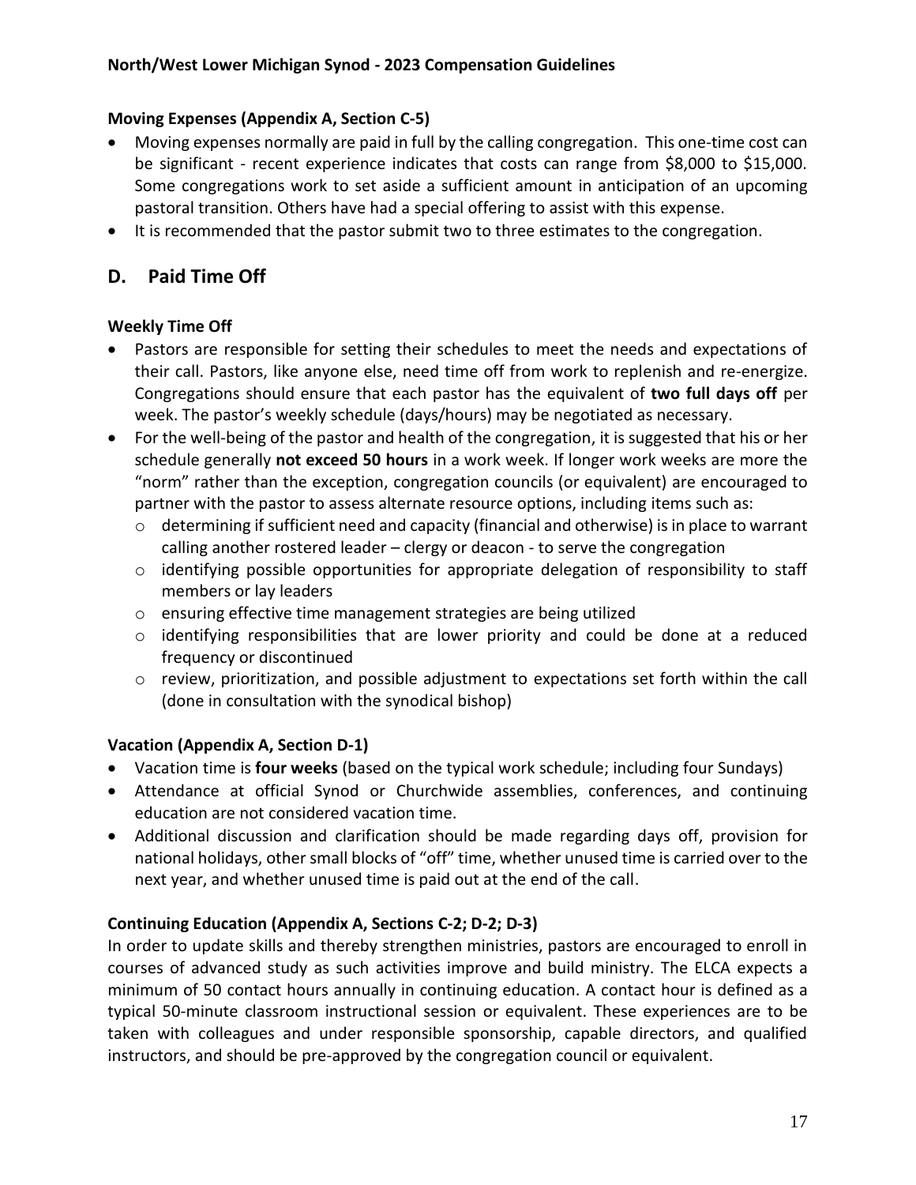### Moving Expenses (Appendix A, Section C-5)

- Moving expenses normally are paid in full by the calling congregation. This one-time cost can be significant - recent experience indicates that costs can range from $8,000 to $15,000. Some congregations work to set aside a sufficient amount in anticipation of an upcoming pastoral transition. Others have had a special offering to assist with this expense.
- It is recommended that the pastor submit two to three estimates to the congregation.

## D. Paid Time Off

### Weekly Time Off

- Pastors are responsible for setting their schedules to meet the needs and expectations of their call. Pastors, like anyone else, need time off from work to replenish and re-energize. Congregations should ensure that each pastor has the equivalent of **two full days off** per week. The pastor's weekly schedule (days/hours) may be negotiated as necessary.
- For the well-being of the pastor and health of the congregation, it is suggested that his or her schedule generally **not exceed 50 hours** in a work week. If longer work weeks are more the "norm" rather than the exception, congregation councils (or equivalent) are encouraged to partner with the pastor to assess alternate resource options, including items such as:
  - determining if sufficient need and capacity (financial and otherwise) is in place to warrant calling another rostered leader – clergy or deacon - to serve the congregation
  - identifying possible opportunities for appropriate delegation of responsibility to staff members or lay leaders
  - ensuring effective time management strategies are being utilized
  - identifying responsibilities that are lower priority and could be done at a reduced frequency or discontinued
  - review, prioritization, and possible adjustment to expectations set forth within the call (done in consultation with the synodical bishop)

### Vacation (Appendix A, Section D-1)

- Vacation time is **four weeks** (based on the typical work schedule; including four Sundays)
- Attendance at official Synod or Churchwide assemblies, conferences, and continuing education are not considered vacation time.
- Additional discussion and clarification should be made regarding days off, provision for national holidays, other small blocks of "off" time, whether unused time is carried over to the next year, and whether unused time is paid out at the end of the call.

### Continuing Education (Appendix A, Sections C-2; D-2; D-3)

In order to update skills and thereby strengthen ministries, pastors are encouraged to enroll in courses of advanced study as such activities improve and build ministry. The ELCA expects a minimum of 50 contact hours annually in continuing education. A contact hour is defined as a typical 50-minute classroom instructional session or equivalent. These experiences are to be taken with colleagues and under responsible sponsorship, capable directors, and qualified instructors, and should be pre-approved by the congregation council or equivalent.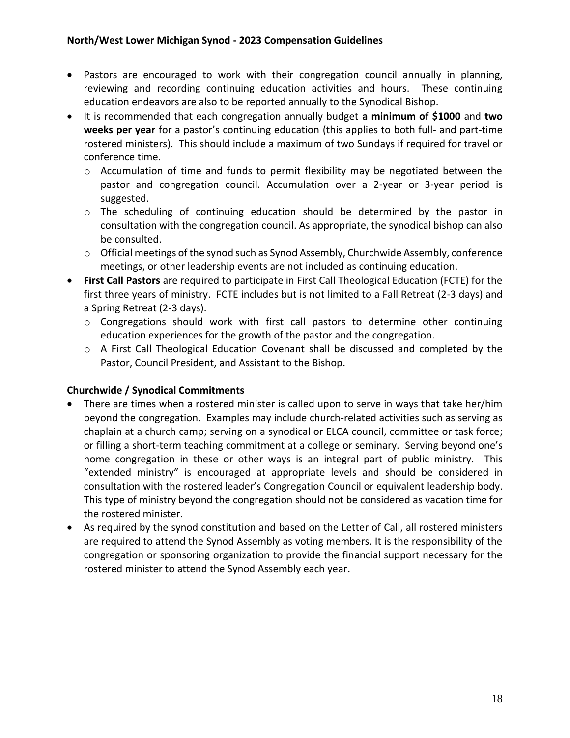- Pastors are encouraged to work with their congregation council annually in planning, reviewing and recording continuing education activities and hours. These continuing education endeavors are also to be reported annually to the Synodical Bishop.
- It is recommended that each congregation annually budget **a minimum of $1000** and **two weeks per year** for a pastor's continuing education (this applies to both full- and part-time rostered ministers). This should include a maximum of two Sundays if required for travel or conference time.
  - Accumulation of time and funds to permit flexibility may be negotiated between the pastor and congregation council. Accumulation over a 2-year or 3-year period is suggested.
  - The scheduling of continuing education should be determined by the pastor in consultation with the congregation council. As appropriate, the synodical bishop can also be consulted.
  - Official meetings of the synod such as Synod Assembly, Churchwide Assembly, conference meetings, or other leadership events are not included as continuing education.
- **First Call Pastors** are required to participate in First Call Theological Education (FCTE) for the first three years of ministry. FCTE includes but is not limited to a Fall Retreat (2-3 days) and a Spring Retreat (2-3 days).
  - Congregations should work with first call pastors to determine other continuing education experiences for the growth of the pastor and the congregation.
  - A First Call Theological Education Covenant shall be discussed and completed by the Pastor, Council President, and Assistant to the Bishop.

**Churchwide / Synodical Commitments**

- There are times when a rostered minister is called upon to serve in ways that take her/him beyond the congregation. Examples may include church-related activities such as serving as chaplain at a church camp; serving on a synodical or ELCA council, committee or task force; or filling a short-term teaching commitment at a college or seminary. Serving beyond one's home congregation in these or other ways is an integral part of public ministry. This "extended ministry" is encouraged at appropriate levels and should be considered in consultation with the rostered leader's Congregation Council or equivalent leadership body. This type of ministry beyond the congregation should not be considered as vacation time for the rostered minister.
- As required by the synod constitution and based on the Letter of Call, all rostered ministers are required to attend the Synod Assembly as voting members. It is the responsibility of the congregation or sponsoring organization to provide the financial support necessary for the rostered minister to attend the Synod Assembly each year.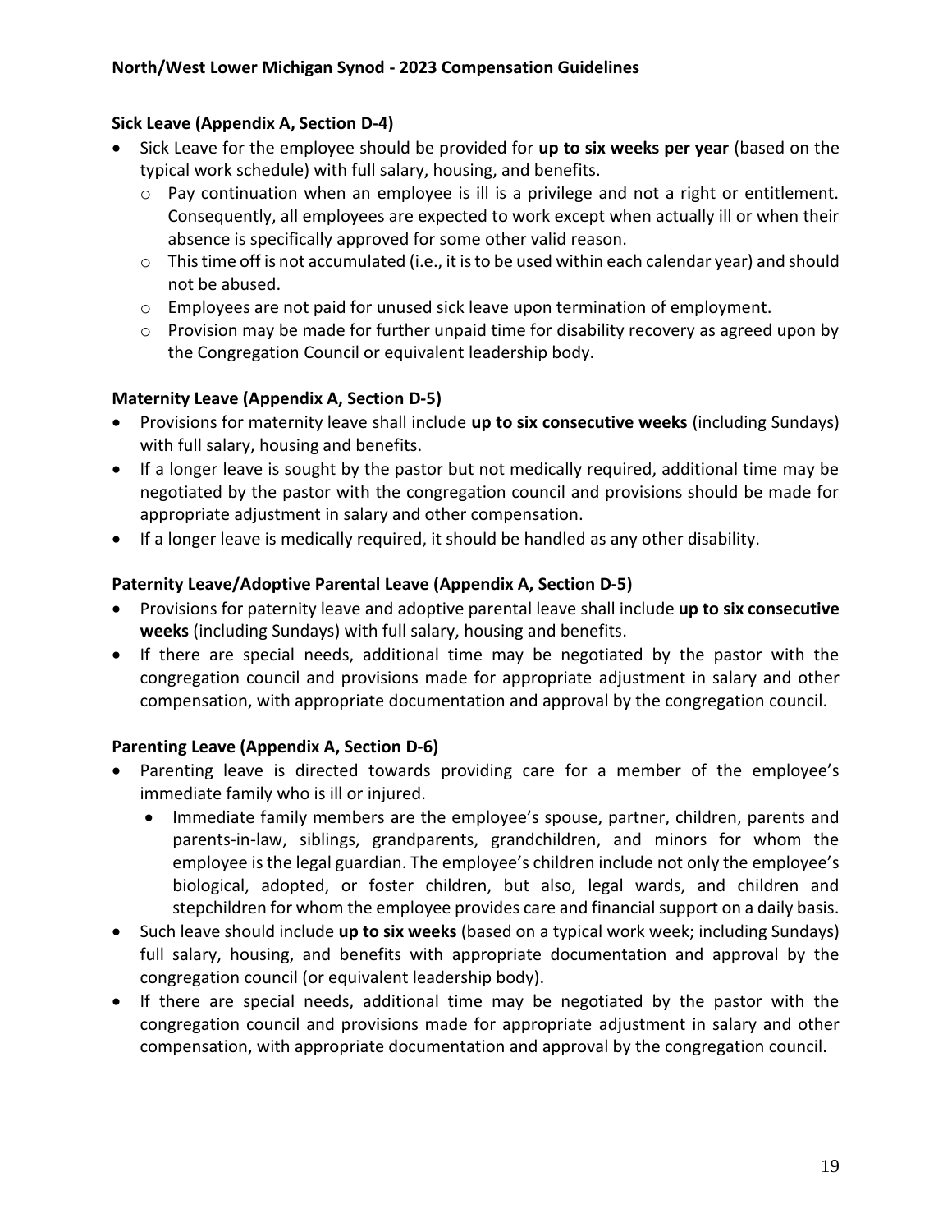**Sick Leave (Appendix A, Section D-4)**

- Sick Leave for the employee should be provided for **up to six weeks per year** (based on the typical work schedule) with full salary, housing, and benefits.
  - Pay continuation when an employee is ill is a privilege and not a right or entitlement. Consequently, all employees are expected to work except when actually ill or when their absence is specifically approved for some other valid reason.
  - This time off is not accumulated (i.e., it is to be used within each calendar year) and should not be abused.
  - Employees are not paid for unused sick leave upon termination of employment.
  - Provision may be made for further unpaid time for disability recovery as agreed upon by the Congregation Council or equivalent leadership body.

**Maternity Leave (Appendix A, Section D-5)**

- Provisions for maternity leave shall include **up to six consecutive weeks** (including Sundays) with full salary, housing and benefits.
- If a longer leave is sought by the pastor but not medically required, additional time may be negotiated by the pastor with the congregation council and provisions should be made for appropriate adjustment in salary and other compensation.
- If a longer leave is medically required, it should be handled as any other disability.

**Paternity Leave/Adoptive Parental Leave (Appendix A, Section D-5)**

- Provisions for paternity leave and adoptive parental leave shall include **up to six consecutive weeks** (including Sundays) with full salary, housing and benefits.
- If there are special needs, additional time may be negotiated by the pastor with the congregation council and provisions made for appropriate adjustment in salary and other compensation, with appropriate documentation and approval by the congregation council.

**Parenting Leave (Appendix A, Section D-6)**

- Parenting leave is directed towards providing care for a member of the employee's immediate family who is ill or injured.
  - Immediate family members are the employee's spouse, partner, children, parents and parents-in-law, siblings, grandparents, grandchildren, and minors for whom the employee is the legal guardian. The employee's children include not only the employee's biological, adopted, or foster children, but also, legal wards, and children and stepchildren for whom the employee provides care and financial support on a daily basis.
- Such leave should include **up to six weeks** (based on a typical work week; including Sundays) full salary, housing, and benefits with appropriate documentation and approval by the congregation council (or equivalent leadership body).
- If there are special needs, additional time may be negotiated by the pastor with the congregation council and provisions made for appropriate adjustment in salary and other compensation, with appropriate documentation and approval by the congregation council.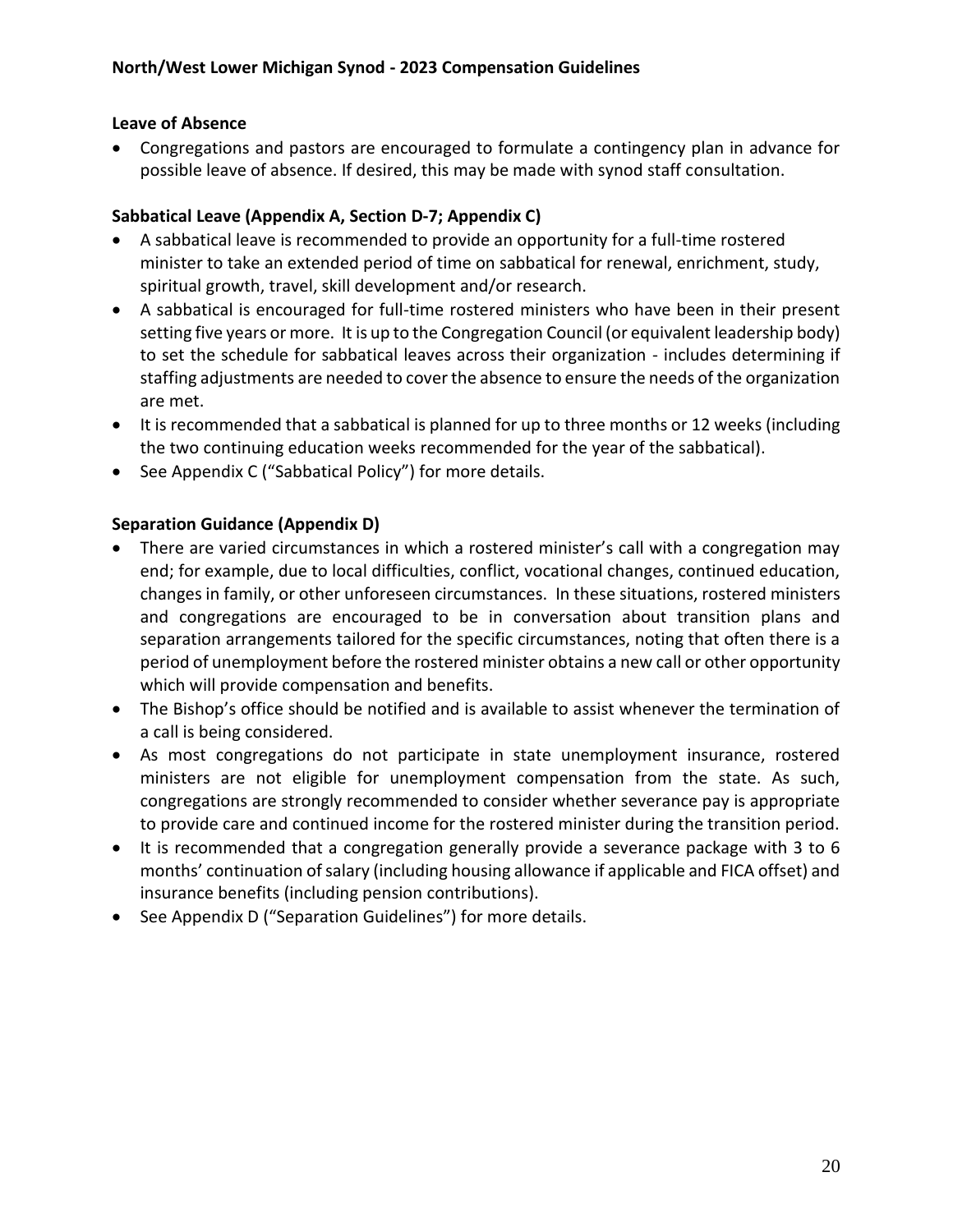**Leave of Absence**

- Congregations and pastors are encouraged to formulate a contingency plan in advance for possible leave of absence. If desired, this may be made with synod staff consultation.

**Sabbatical Leave (Appendix A, Section D-7; Appendix C)**

- A sabbatical leave is recommended to provide an opportunity for a full-time rostered minister to take an extended period of time on sabbatical for renewal, enrichment, study, spiritual growth, travel, skill development and/or research.
- A sabbatical is encouraged for full-time rostered ministers who have been in their present setting five years or more. It is up to the Congregation Council (or equivalent leadership body) to set the schedule for sabbatical leaves across their organization - includes determining if staffing adjustments are needed to cover the absence to ensure the needs of the organization are met.
- It is recommended that a sabbatical is planned for up to three months or 12 weeks (including the two continuing education weeks recommended for the year of the sabbatical).
- See Appendix C ("Sabbatical Policy") for more details.

**Separation Guidance (Appendix D)**

- There are varied circumstances in which a rostered minister's call with a congregation may end; for example, due to local difficulties, conflict, vocational changes, continued education, changes in family, or other unforeseen circumstances. In these situations, rostered ministers and congregations are encouraged to be in conversation about transition plans and separation arrangements tailored for the specific circumstances, noting that often there is a period of unemployment before the rostered minister obtains a new call or other opportunity which will provide compensation and benefits.
- The Bishop's office should be notified and is available to assist whenever the termination of a call is being considered.
- As most congregations do not participate in state unemployment insurance, rostered ministers are not eligible for unemployment compensation from the state. As such, congregations are strongly recommended to consider whether severance pay is appropriate to provide care and continued income for the rostered minister during the transition period.
- It is recommended that a congregation generally provide a severance package with 3 to 6 months' continuation of salary (including housing allowance if applicable and FICA offset) and insurance benefits (including pension contributions).
- See Appendix D ("Separation Guidelines") for more details.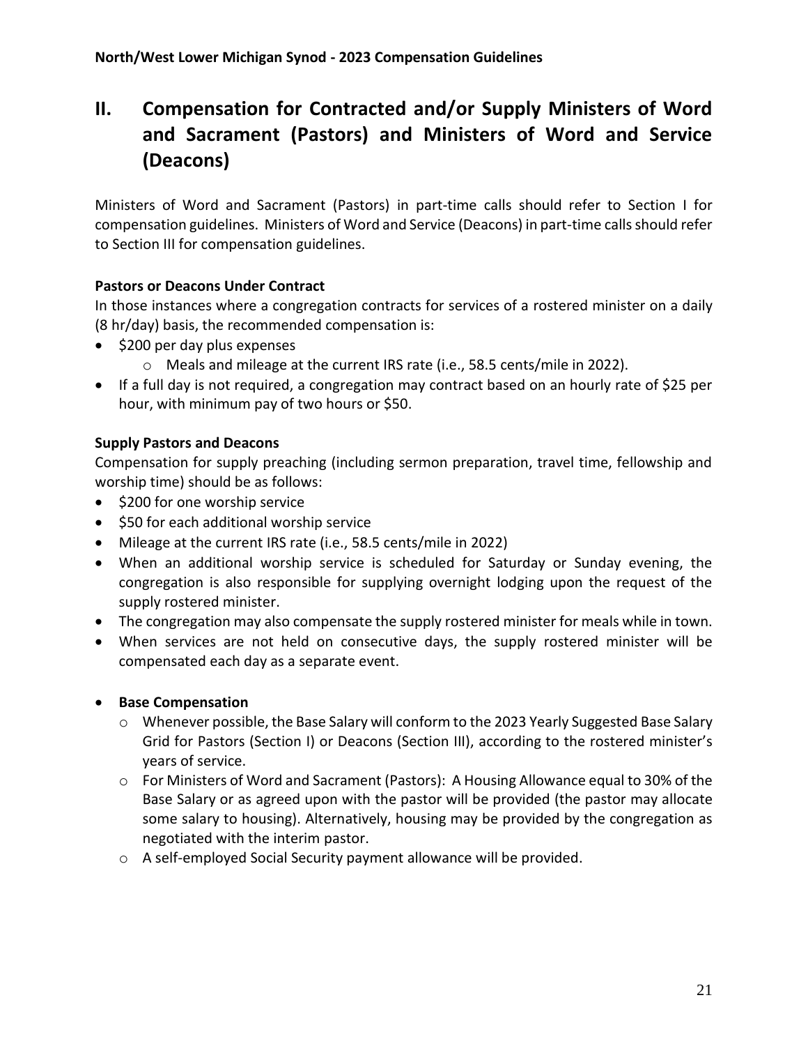## II. Compensation for Contracted and/or Supply Ministers of Word and Sacrament (Pastors) and Ministers of Word and Service (Deacons)

Ministers of Word and Sacrament (Pastors) in part-time calls should refer to Section I for compensation guidelines. Ministers of Word and Service (Deacons) in part-time calls should refer to Section III for compensation guidelines.

**Pastors or Deacons Under Contract**

In those instances where a congregation contracts for services of a rostered minister on a daily (8 hr/day) basis, the recommended compensation is:

- $200 per day plus expenses
  - Meals and mileage at the current IRS rate (i.e., 58.5 cents/mile in 2022).
- If a full day is not required, a congregation may contract based on an hourly rate of $25 per hour, with minimum pay of two hours or $50.

**Supply Pastors and Deacons**

Compensation for supply preaching (including sermon preparation, travel time, fellowship and worship time) should be as follows:

- $200 for one worship service
- $50 for each additional worship service
- Mileage at the current IRS rate (i.e., 58.5 cents/mile in 2022)
- When an additional worship service is scheduled for Saturday or Sunday evening, the congregation is also responsible for supplying overnight lodging upon the request of the supply rostered minister.
- The congregation may also compensate the supply rostered minister for meals while in town.
- When services are not held on consecutive days, the supply rostered minister will be compensated each day as a separate event.

- **Base Compensation**
  - Whenever possible, the Base Salary will conform to the 2023 Yearly Suggested Base Salary Grid for Pastors (Section I) or Deacons (Section III), according to the rostered minister's years of service.
  - For Ministers of Word and Sacrament (Pastors): A Housing Allowance equal to 30% of the Base Salary or as agreed upon with the pastor will be provided (the pastor may allocate some salary to housing). Alternatively, housing may be provided by the congregation as negotiated with the interim pastor.
  - A self-employed Social Security payment allowance will be provided.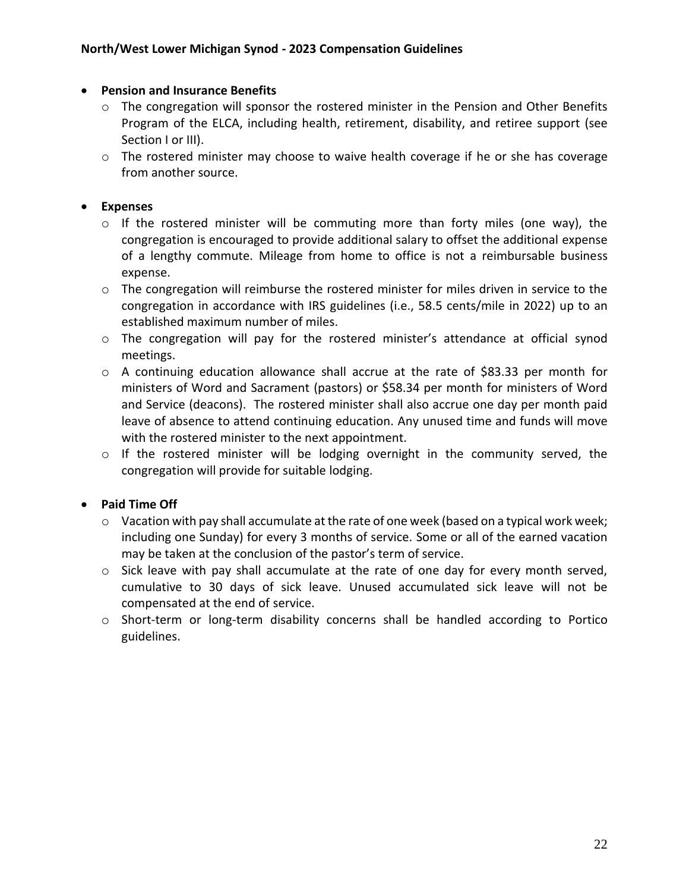- **Pension and Insurance Benefits**
  - The congregation will sponsor the rostered minister in the Pension and Other Benefits Program of the ELCA, including health, retirement, disability, and retiree support (see Section I or III).
  - The rostered minister may choose to waive health coverage if he or she has coverage from another source.

- **Expenses**
  - If the rostered minister will be commuting more than forty miles (one way), the congregation is encouraged to provide additional salary to offset the additional expense of a lengthy commute. Mileage from home to office is not a reimbursable business expense.
  - The congregation will reimburse the rostered minister for miles driven in service to the congregation in accordance with IRS guidelines (i.e., 58.5 cents/mile in 2022) up to an established maximum number of miles.
  - The congregation will pay for the rostered minister's attendance at official synod meetings.
  - A continuing education allowance shall accrue at the rate of $83.33 per month for ministers of Word and Sacrament (pastors) or $58.34 per month for ministers of Word and Service (deacons). The rostered minister shall also accrue one day per month paid leave of absence to attend continuing education. Any unused time and funds will move with the rostered minister to the next appointment.
  - If the rostered minister will be lodging overnight in the community served, the congregation will provide for suitable lodging.

- **Paid Time Off**
  - Vacation with pay shall accumulate at the rate of one week (based on a typical work week; including one Sunday) for every 3 months of service. Some or all of the earned vacation may be taken at the conclusion of the pastor's term of service.
  - Sick leave with pay shall accumulate at the rate of one day for every month served, cumulative to 30 days of sick leave. Unused accumulated sick leave will not be compensated at the end of service.
  - Short-term or long-term disability concerns shall be handled according to Portico guidelines.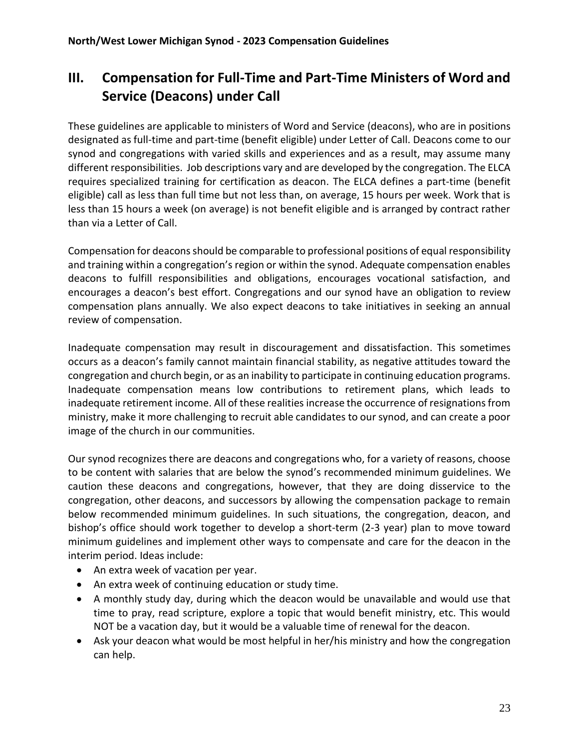# III. Compensation for Full-Time and Part-Time Ministers of Word and Service (Deacons) under Call

These guidelines are applicable to ministers of Word and Service (deacons), who are in positions designated as full-time and part-time (benefit eligible) under Letter of Call. Deacons come to our synod and congregations with varied skills and experiences and as a result, may assume many different responsibilities. Job descriptions vary and are developed by the congregation. The ELCA requires specialized training for certification as deacon. The ELCA defines a part-time (benefit eligible) call as less than full time but not less than, on average, 15 hours per week. Work that is less than 15 hours a week (on average) is not benefit eligible and is arranged by contract rather than via a Letter of Call.

Compensation for deacons should be comparable to professional positions of equal responsibility and training within a congregation's region or within the synod. Adequate compensation enables deacons to fulfill responsibilities and obligations, encourages vocational satisfaction, and encourages a deacon's best effort. Congregations and our synod have an obligation to review compensation plans annually. We also expect deacons to take initiatives in seeking an annual review of compensation.

Inadequate compensation may result in discouragement and dissatisfaction. This sometimes occurs as a deacon's family cannot maintain financial stability, as negative attitudes toward the congregation and church begin, or as an inability to participate in continuing education programs. Inadequate compensation means low contributions to retirement plans, which leads to inadequate retirement income. All of these realities increase the occurrence of resignations from ministry, make it more challenging to recruit able candidates to our synod, and can create a poor image of the church in our communities.

Our synod recognizes there are deacons and congregations who, for a variety of reasons, choose to be content with salaries that are below the synod's recommended minimum guidelines. We caution these deacons and congregations, however, that they are doing disservice to the congregation, other deacons, and successors by allowing the compensation package to remain below recommended minimum guidelines. In such situations, the congregation, deacon, and bishop's office should work together to develop a short-term (2-3 year) plan to move toward minimum guidelines and implement other ways to compensate and care for the deacon in the interim period. Ideas include:

- An extra week of vacation per year.
- An extra week of continuing education or study time.
- A monthly study day, during which the deacon would be unavailable and would use that time to pray, read scripture, explore a topic that would benefit ministry, etc. This would NOT be a vacation day, but it would be a valuable time of renewal for the deacon.
- Ask your deacon what would be most helpful in her/his ministry and how the congregation can help.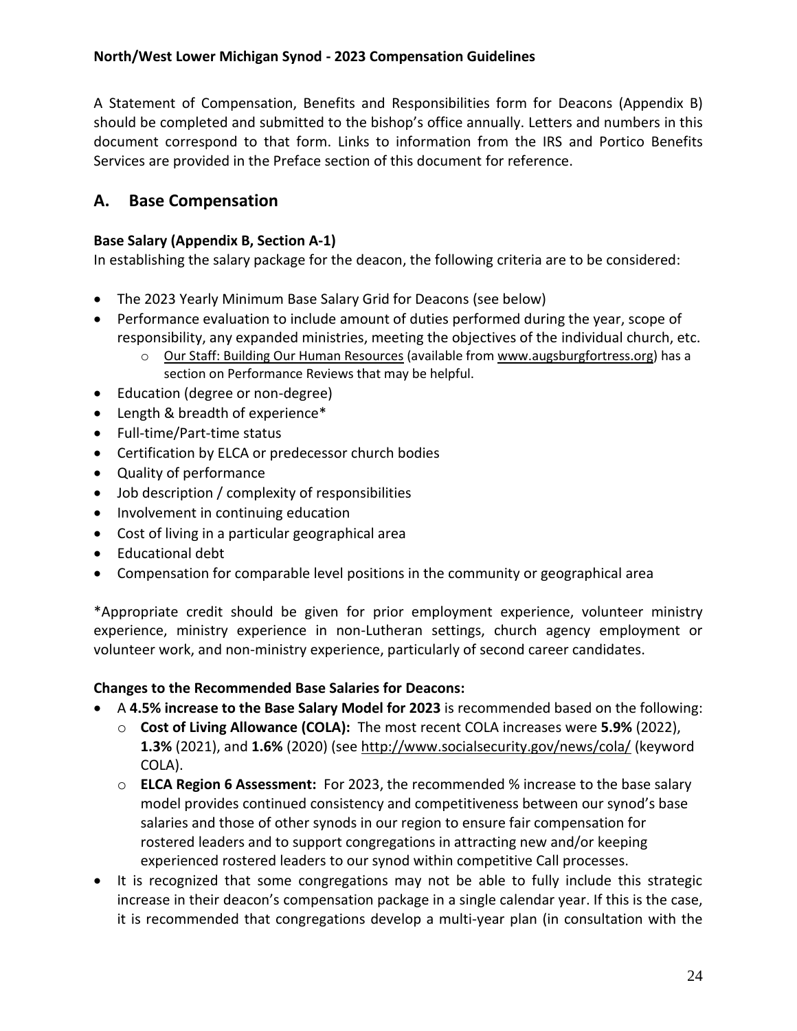A Statement of Compensation, Benefits and Responsibilities form for Deacons (Appendix B) should be completed and submitted to the bishop's office annually. Letters and numbers in this document correspond to that form. Links to information from the IRS and Portico Benefits Services are provided in the Preface section of this document for reference.

## A. Base Compensation

**Base Salary (Appendix B, Section A-1)**

In establishing the salary package for the deacon, the following criteria are to be considered:

- The 2023 Yearly Minimum Base Salary Grid for Deacons (see below)
- Performance evaluation to include amount of duties performed during the year, scope of responsibility, any expanded ministries, meeting the objectives of the individual church, etc.
  - Our Staff: Building Our Human Resources (available from www.augsburgfortress.org) has a section on Performance Reviews that may be helpful.
- Education (degree or non-degree)
- Length & breadth of experience*
- Full-time/Part-time status
- Certification by ELCA or predecessor church bodies
- Quality of performance
- Job description / complexity of responsibilities
- Involvement in continuing education
- Cost of living in a particular geographical area
- Educational debt
- Compensation for comparable level positions in the community or geographical area

*Appropriate credit should be given for prior employment experience, volunteer ministry experience, ministry experience in non-Lutheran settings, church agency employment or volunteer work, and non-ministry experience, particularly of second career candidates.

**Changes to the Recommended Base Salaries for Deacons:**

- A **4.5% increase to the Base Salary Model for 2023** is recommended based on the following:
  - **Cost of Living Allowance (COLA):** The most recent COLA increases were **5.9%** (2022), **1.3%** (2021), and **1.6%** (2020) (see http://www.socialsecurity.gov/news/cola/ (keyword COLA).
  - **ELCA Region 6 Assessment:** For 2023, the recommended % increase to the base salary model provides continued consistency and competitiveness between our synod's base salaries and those of other synods in our region to ensure fair compensation for rostered leaders and to support congregations in attracting new and/or keeping experienced rostered leaders to our synod within competitive Call processes.
- It is recognized that some congregations may not be able to fully include this strategic increase in their deacon's compensation package in a single calendar year. If this is the case, it is recommended that congregations develop a multi-year plan (in consultation with the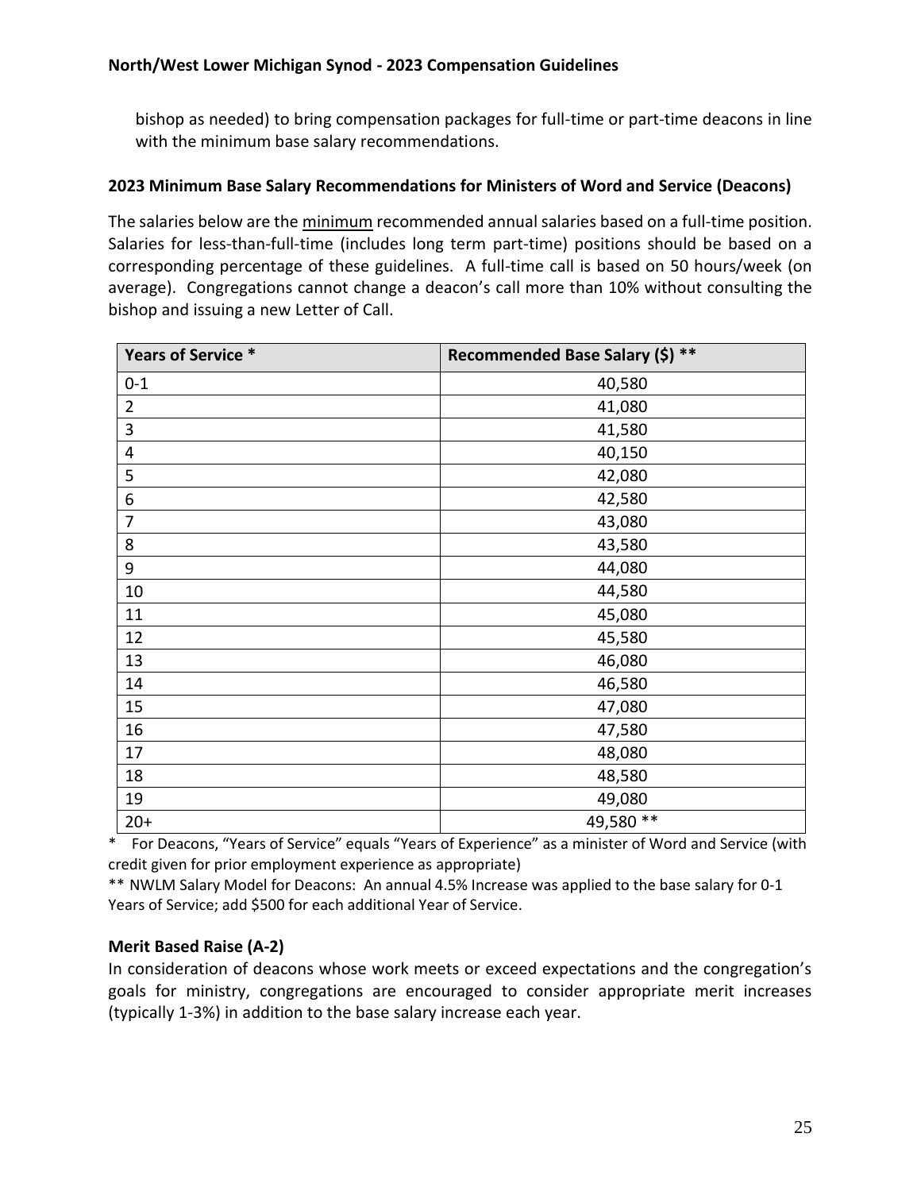bishop as needed) to bring compensation packages for full-time or part-time deacons in line with the minimum base salary recommendations.

### 2023 Minimum Base Salary Recommendations for Ministers of Word and Service (Deacons)

The salaries below are the minimum recommended annual salaries based on a full-time position. Salaries for less-than-full-time (includes long term part-time) positions should be based on a corresponding percentage of these guidelines. A full-time call is based on 50 hours/week (on average). Congregations cannot change a deacon's call more than 10% without consulting the bishop and issuing a new Letter of Call.

| Years of Service * | Recommended Base Salary ($) ** |
|---|---|
| 0-1 | 40,580 |
| 2 | 41,080 |
| 3 | 41,580 |
| 4 | 40,150 |
| 5 | 42,080 |
| 6 | 42,580 |
| 7 | 43,080 |
| 8 | 43,580 |
| 9 | 44,080 |
| 10 | 44,580 |
| 11 | 45,080 |
| 12 | 45,580 |
| 13 | 46,080 |
| 14 | 46,580 |
| 15 | 47,080 |
| 16 | 47,580 |
| 17 | 48,080 |
| 18 | 48,580 |
| 19 | 49,080 |
| 20+ | 49,580 ** |

* For Deacons, "Years of Service" equals "Years of Experience" as a minister of Word and Service (with credit given for prior employment experience as appropriate)

** NWLM Salary Model for Deacons: An annual 4.5% Increase was applied to the base salary for 0-1 Years of Service; add $500 for each additional Year of Service.

### Merit Based Raise (A-2)

In consideration of deacons whose work meets or exceed expectations and the congregation's goals for ministry, congregations are encouraged to consider appropriate merit increases (typically 1-3%) in addition to the base salary increase each year.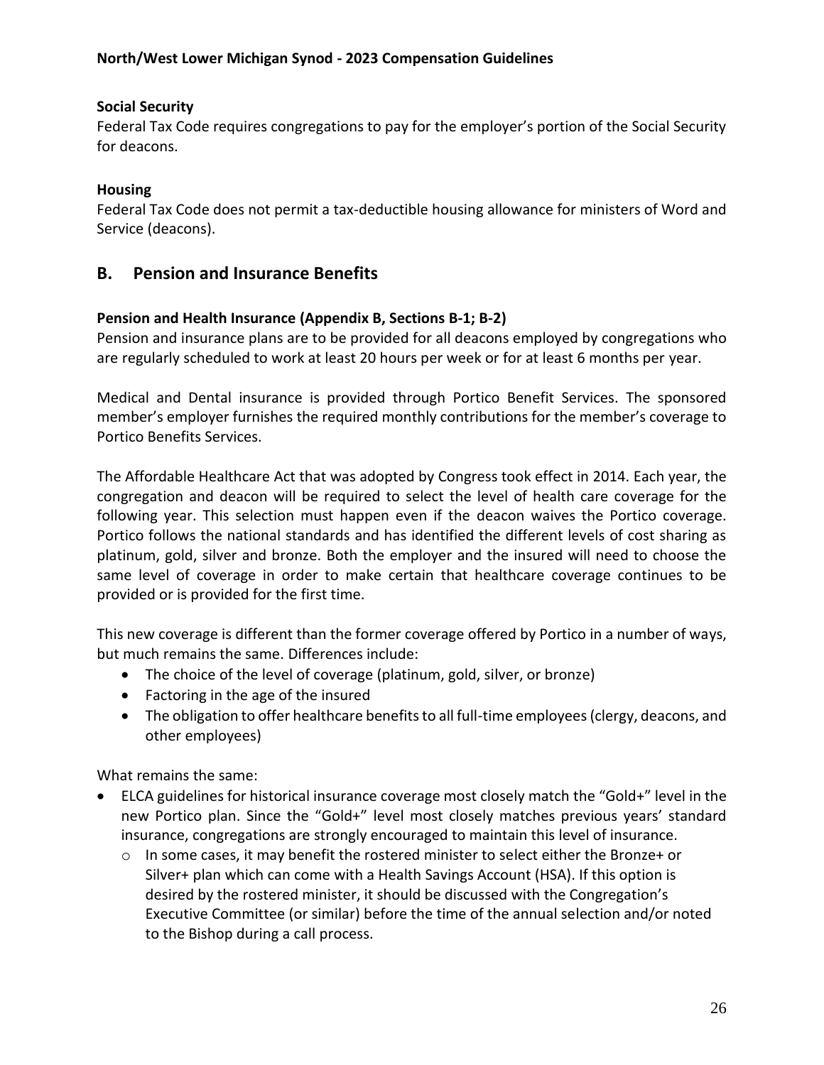**Social Security**

Federal Tax Code requires congregations to pay for the employer's portion of the Social Security for deacons.

**Housing**

Federal Tax Code does not permit a tax-deductible housing allowance for ministers of Word and Service (deacons).

## B. Pension and Insurance Benefits

**Pension and Health Insurance (Appendix B, Sections B-1; B-2)**

Pension and insurance plans are to be provided for all deacons employed by congregations who are regularly scheduled to work at least 20 hours per week or for at least 6 months per year.

Medical and Dental insurance is provided through Portico Benefit Services. The sponsored member's employer furnishes the required monthly contributions for the member's coverage to Portico Benefits Services.

The Affordable Healthcare Act that was adopted by Congress took effect in 2014. Each year, the congregation and deacon will be required to select the level of health care coverage for the following year. This selection must happen even if the deacon waives the Portico coverage. Portico follows the national standards and has identified the different levels of cost sharing as platinum, gold, silver and bronze. Both the employer and the insured will need to choose the same level of coverage in order to make certain that healthcare coverage continues to be provided or is provided for the first time.

This new coverage is different than the former coverage offered by Portico in a number of ways, but much remains the same. Differences include:

- The choice of the level of coverage (platinum, gold, silver, or bronze)
- Factoring in the age of the insured
- The obligation to offer healthcare benefits to all full-time employees (clergy, deacons, and other employees)

What remains the same:

- ELCA guidelines for historical insurance coverage most closely match the "Gold+" level in the new Portico plan. Since the "Gold+" level most closely matches previous years' standard insurance, congregations are strongly encouraged to maintain this level of insurance.
  - In some cases, it may benefit the rostered minister to select either the Bronze+ or Silver+ plan which can come with a Health Savings Account (HSA). If this option is desired by the rostered minister, it should be discussed with the Congregation's Executive Committee (or similar) before the time of the annual selection and/or noted to the Bishop during a call process.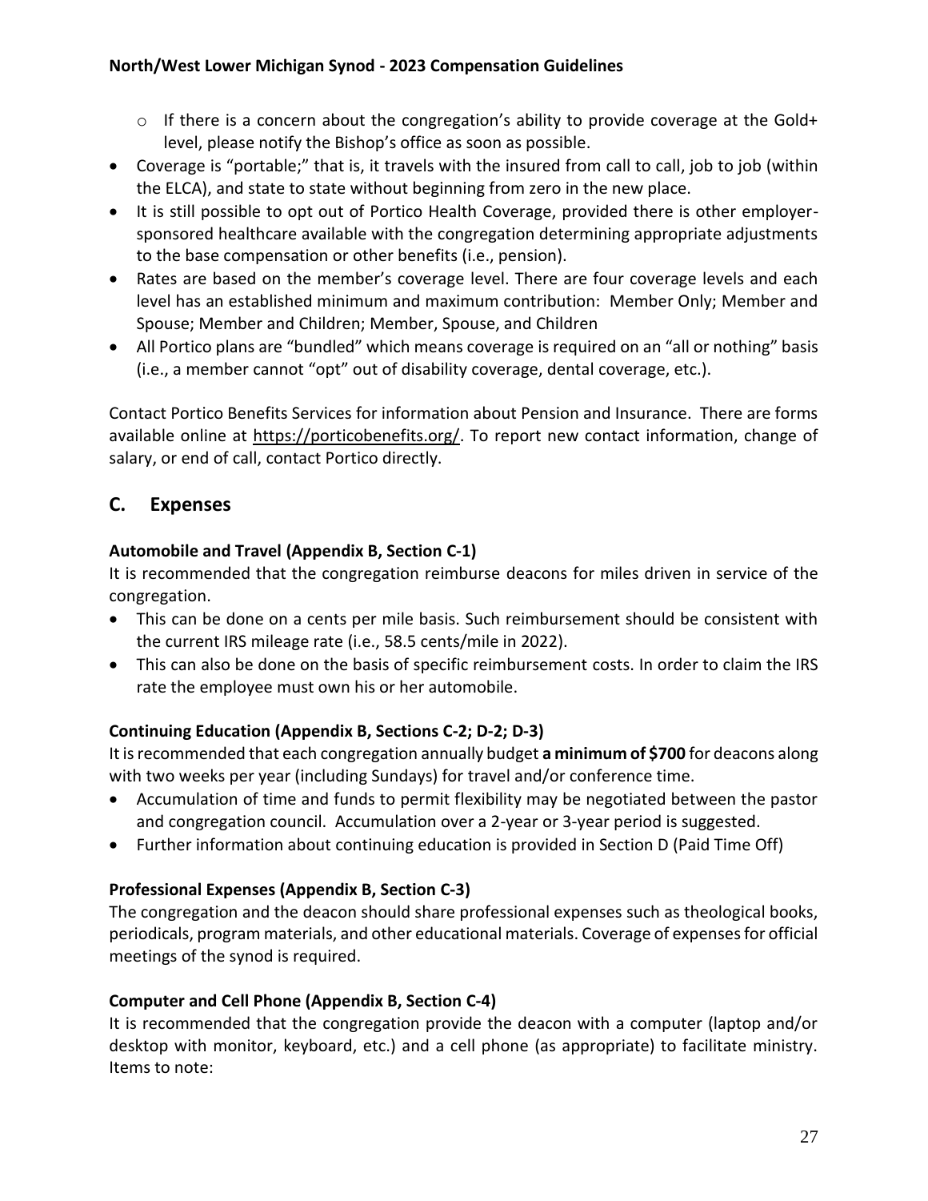- If there is a concern about the congregation's ability to provide coverage at the Gold+ level, please notify the Bishop's office as soon as possible.

- Coverage is "portable;" that is, it travels with the insured from call to call, job to job (within the ELCA), and state to state without beginning from zero in the new place.
- It is still possible to opt out of Portico Health Coverage, provided there is other employer-sponsored healthcare available with the congregation determining appropriate adjustments to the base compensation or other benefits (i.e., pension).
- Rates are based on the member's coverage level. There are four coverage levels and each level has an established minimum and maximum contribution: Member Only; Member and Spouse; Member and Children; Member, Spouse, and Children
- All Portico plans are "bundled" which means coverage is required on an "all or nothing" basis (i.e., a member cannot "opt" out of disability coverage, dental coverage, etc.).

Contact Portico Benefits Services for information about Pension and Insurance. There are forms available online at https://porticobenefits.org/. To report new contact information, change of salary, or end of call, contact Portico directly.

## C. Expenses

**Automobile and Travel (Appendix B, Section C-1)**

It is recommended that the congregation reimburse deacons for miles driven in service of the congregation.

- This can be done on a cents per mile basis. Such reimbursement should be consistent with the current IRS mileage rate (i.e., 58.5 cents/mile in 2022).
- This can also be done on the basis of specific reimbursement costs. In order to claim the IRS rate the employee must own his or her automobile.

**Continuing Education (Appendix B, Sections C-2; D-2; D-3)**

It is recommended that each congregation annually budget **a minimum of $700** for deacons along with two weeks per year (including Sundays) for travel and/or conference time.

- Accumulation of time and funds to permit flexibility may be negotiated between the pastor and congregation council. Accumulation over a 2-year or 3-year period is suggested.
- Further information about continuing education is provided in Section D (Paid Time Off)

**Professional Expenses (Appendix B, Section C-3)**

The congregation and the deacon should share professional expenses such as theological books, periodicals, program materials, and other educational materials. Coverage of expenses for official meetings of the synod is required.

**Computer and Cell Phone (Appendix B, Section C-4)**

It is recommended that the congregation provide the deacon with a computer (laptop and/or desktop with monitor, keyboard, etc.) and a cell phone (as appropriate) to facilitate ministry. Items to note: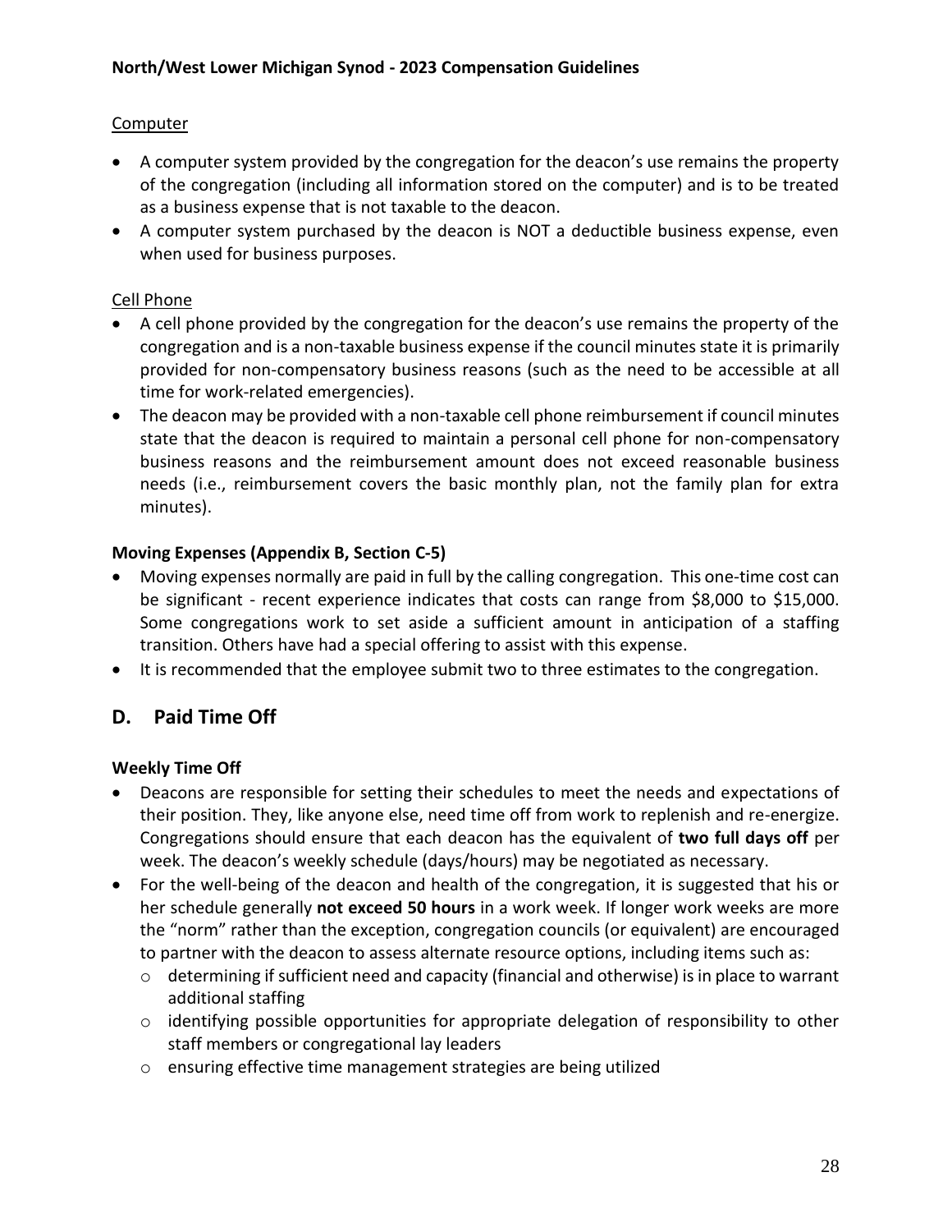Computer

- A computer system provided by the congregation for the deacon's use remains the property of the congregation (including all information stored on the computer) and is to be treated as a business expense that is not taxable to the deacon.
- A computer system purchased by the deacon is NOT a deductible business expense, even when used for business purposes.

Cell Phone

- A cell phone provided by the congregation for the deacon's use remains the property of the congregation and is a non-taxable business expense if the council minutes state it is primarily provided for non-compensatory business reasons (such as the need to be accessible at all time for work-related emergencies).
- The deacon may be provided with a non-taxable cell phone reimbursement if council minutes state that the deacon is required to maintain a personal cell phone for non-compensatory business reasons and the reimbursement amount does not exceed reasonable business needs (i.e., reimbursement covers the basic monthly plan, not the family plan for extra minutes).

**Moving Expenses (Appendix B, Section C-5)**

- Moving expenses normally are paid in full by the calling congregation. This one-time cost can be significant - recent experience indicates that costs can range from $8,000 to $15,000. Some congregations work to set aside a sufficient amount in anticipation of a staffing transition. Others have had a special offering to assist with this expense.
- It is recommended that the employee submit two to three estimates to the congregation.

## D. Paid Time Off

**Weekly Time Off**

- Deacons are responsible for setting their schedules to meet the needs and expectations of their position. They, like anyone else, need time off from work to replenish and re-energize. Congregations should ensure that each deacon has the equivalent of **two full days off** per week. The deacon's weekly schedule (days/hours) may be negotiated as necessary.
- For the well-being of the deacon and health of the congregation, it is suggested that his or her schedule generally **not exceed 50 hours** in a work week. If longer work weeks are more the "norm" rather than the exception, congregation councils (or equivalent) are encouraged to partner with the deacon to assess alternate resource options, including items such as:
  - determining if sufficient need and capacity (financial and otherwise) is in place to warrant additional staffing
  - identifying possible opportunities for appropriate delegation of responsibility to other staff members or congregational lay leaders
  - ensuring effective time management strategies are being utilized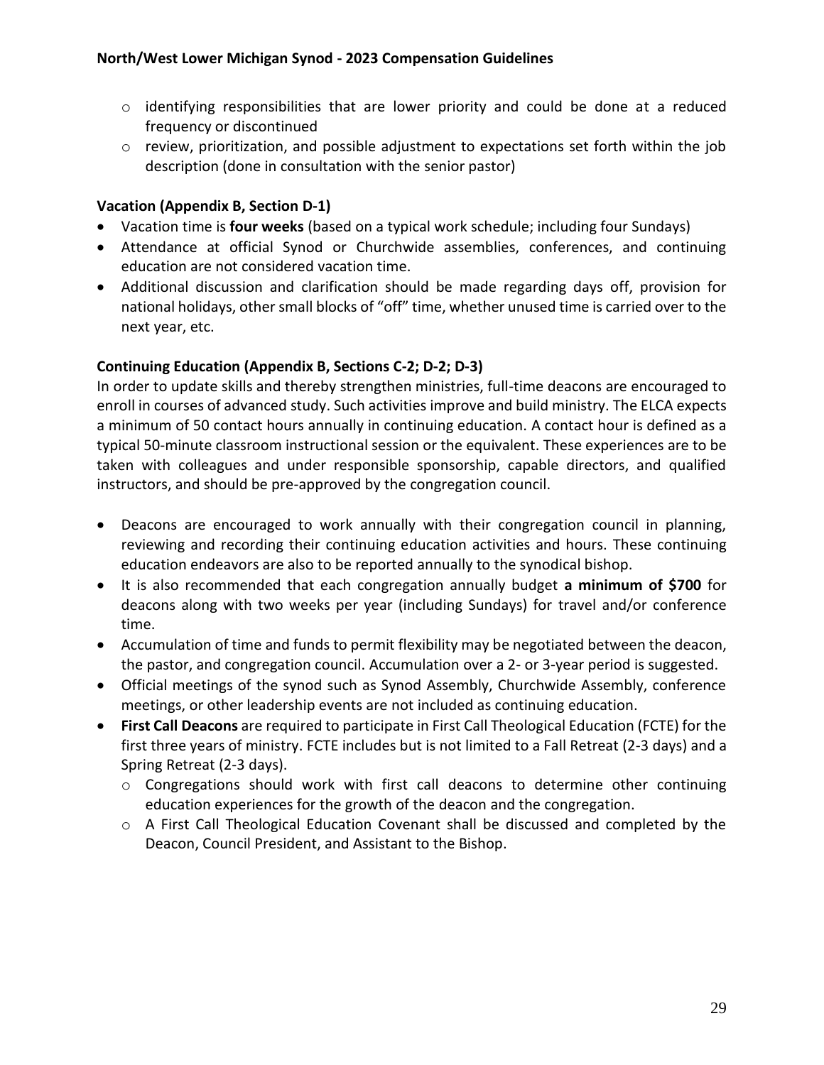- identifying responsibilities that are lower priority and could be done at a reduced frequency or discontinued
- review, prioritization, and possible adjustment to expectations set forth within the job description (done in consultation with the senior pastor)

**Vacation (Appendix B, Section D-1)**

- Vacation time is **four weeks** (based on a typical work schedule; including four Sundays)
- Attendance at official Synod or Churchwide assemblies, conferences, and continuing education are not considered vacation time.
- Additional discussion and clarification should be made regarding days off, provision for national holidays, other small blocks of "off" time, whether unused time is carried over to the next year, etc.

**Continuing Education (Appendix B, Sections C-2; D-2; D-3)**

In order to update skills and thereby strengthen ministries, full-time deacons are encouraged to enroll in courses of advanced study. Such activities improve and build ministry. The ELCA expects a minimum of 50 contact hours annually in continuing education. A contact hour is defined as a typical 50-minute classroom instructional session or the equivalent. These experiences are to be taken with colleagues and under responsible sponsorship, capable directors, and qualified instructors, and should be pre-approved by the congregation council.

- Deacons are encouraged to work annually with their congregation council in planning, reviewing and recording their continuing education activities and hours. These continuing education endeavors are also to be reported annually to the synodical bishop.
- It is also recommended that each congregation annually budget **a minimum of $700** for deacons along with two weeks per year (including Sundays) for travel and/or conference time.
- Accumulation of time and funds to permit flexibility may be negotiated between the deacon, the pastor, and congregation council. Accumulation over a 2- or 3-year period is suggested.
- Official meetings of the synod such as Synod Assembly, Churchwide Assembly, conference meetings, or other leadership events are not included as continuing education.
- **First Call Deacons** are required to participate in First Call Theological Education (FCTE) for the first three years of ministry. FCTE includes but is not limited to a Fall Retreat (2-3 days) and a Spring Retreat (2-3 days).
  - Congregations should work with first call deacons to determine other continuing education experiences for the growth of the deacon and the congregation.
  - A First Call Theological Education Covenant shall be discussed and completed by the Deacon, Council President, and Assistant to the Bishop.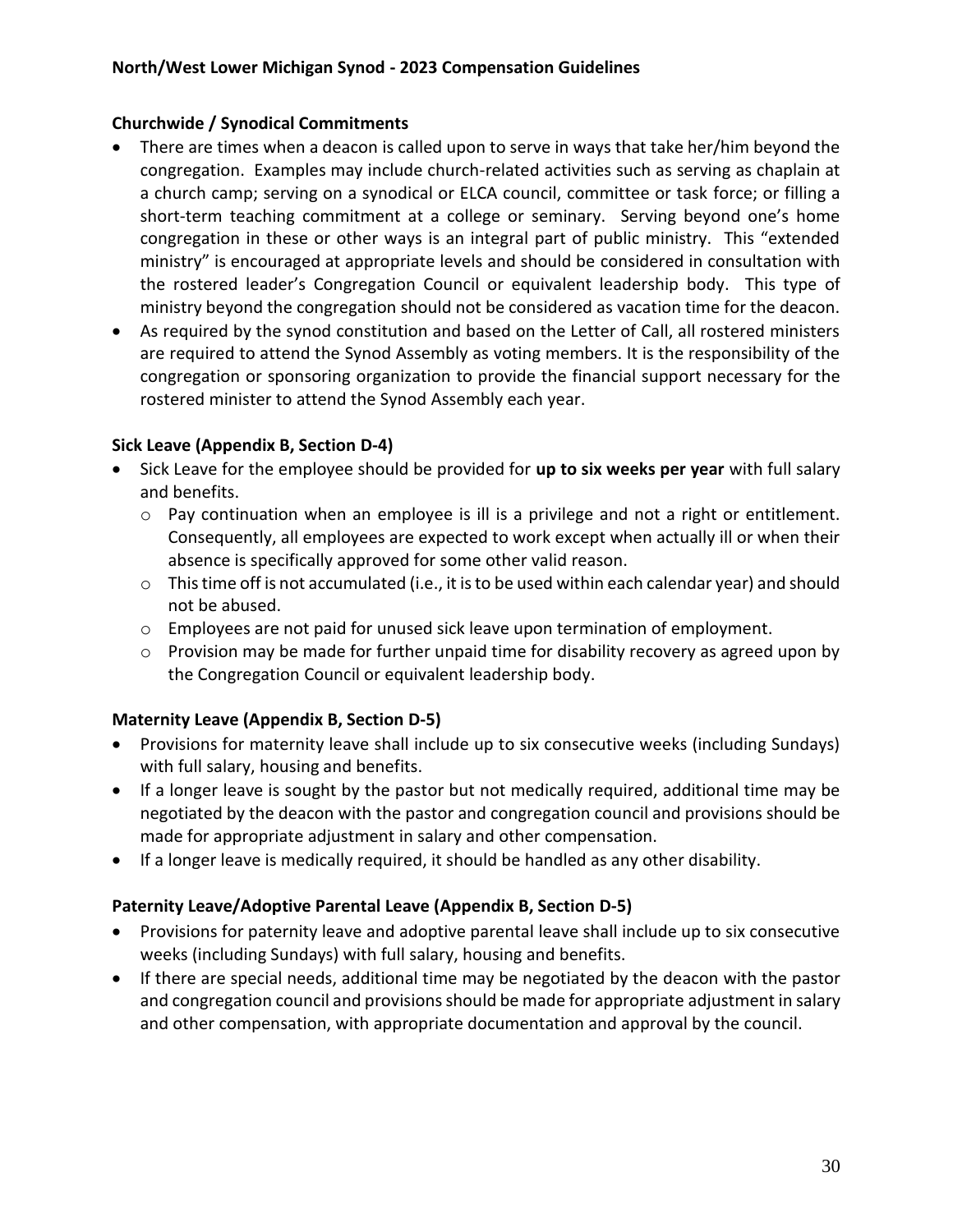### Churchwide / Synodical Commitments

- There are times when a deacon is called upon to serve in ways that take her/him beyond the congregation. Examples may include church-related activities such as serving as chaplain at a church camp; serving on a synodical or ELCA council, committee or task force; or filling a short-term teaching commitment at a college or seminary. Serving beyond one's home congregation in these or other ways is an integral part of public ministry. This "extended ministry" is encouraged at appropriate levels and should be considered in consultation with the rostered leader's Congregation Council or equivalent leadership body. This type of ministry beyond the congregation should not be considered as vacation time for the deacon.
- As required by the synod constitution and based on the Letter of Call, all rostered ministers are required to attend the Synod Assembly as voting members. It is the responsibility of the congregation or sponsoring organization to provide the financial support necessary for the rostered minister to attend the Synod Assembly each year.

### Sick Leave (Appendix B, Section D-4)

- Sick Leave for the employee should be provided for **up to six weeks per year** with full salary and benefits.
  - Pay continuation when an employee is ill is a privilege and not a right or entitlement. Consequently, all employees are expected to work except when actually ill or when their absence is specifically approved for some other valid reason.
  - This time off is not accumulated (i.e., it is to be used within each calendar year) and should not be abused.
  - Employees are not paid for unused sick leave upon termination of employment.
  - Provision may be made for further unpaid time for disability recovery as agreed upon by the Congregation Council or equivalent leadership body.

### Maternity Leave (Appendix B, Section D-5)

- Provisions for maternity leave shall include up to six consecutive weeks (including Sundays) with full salary, housing and benefits.
- If a longer leave is sought by the pastor but not medically required, additional time may be negotiated by the deacon with the pastor and congregation council and provisions should be made for appropriate adjustment in salary and other compensation.
- If a longer leave is medically required, it should be handled as any other disability.

### Paternity Leave/Adoptive Parental Leave (Appendix B, Section D-5)

- Provisions for paternity leave and adoptive parental leave shall include up to six consecutive weeks (including Sundays) with full salary, housing and benefits.
- If there are special needs, additional time may be negotiated by the deacon with the pastor and congregation council and provisions should be made for appropriate adjustment in salary and other compensation, with appropriate documentation and approval by the council.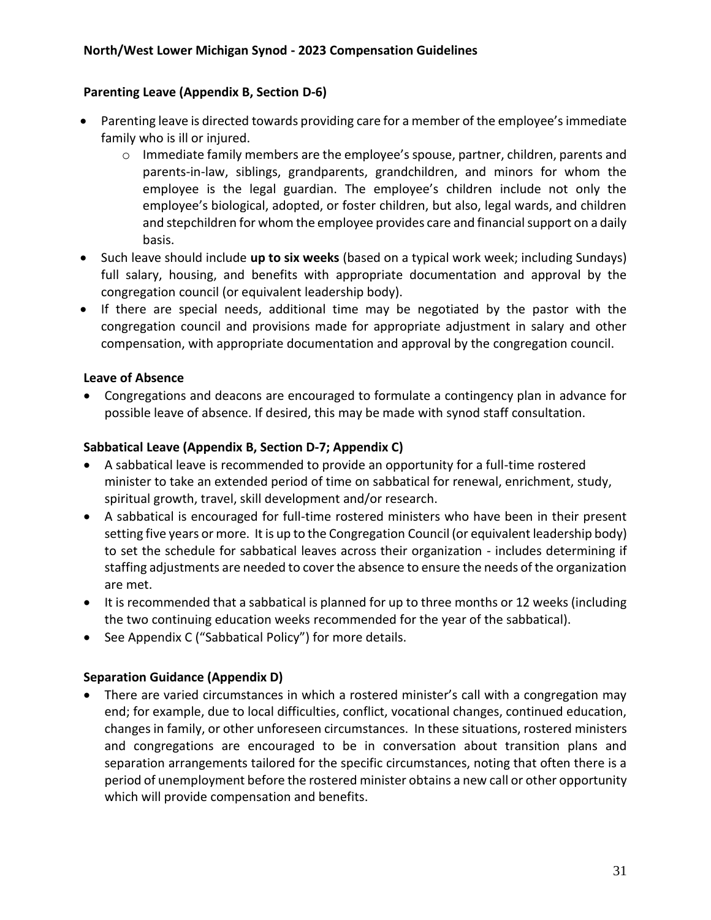**Parenting Leave (Appendix B, Section D-6)**

- Parenting leave is directed towards providing care for a member of the employee's immediate family who is ill or injured.
    - Immediate family members are the employee's spouse, partner, children, parents and parents-in-law, siblings, grandparents, grandchildren, and minors for whom the employee is the legal guardian. The employee's children include not only the employee's biological, adopted, or foster children, but also, legal wards, and children and stepchildren for whom the employee provides care and financial support on a daily basis.
- Such leave should include **up to six weeks** (based on a typical work week; including Sundays) full salary, housing, and benefits with appropriate documentation and approval by the congregation council (or equivalent leadership body).
- If there are special needs, additional time may be negotiated by the pastor with the congregation council and provisions made for appropriate adjustment in salary and other compensation, with appropriate documentation and approval by the congregation council.

**Leave of Absence**

- Congregations and deacons are encouraged to formulate a contingency plan in advance for possible leave of absence. If desired, this may be made with synod staff consultation.

**Sabbatical Leave (Appendix B, Section D-7; Appendix C)**

- A sabbatical leave is recommended to provide an opportunity for a full-time rostered minister to take an extended period of time on sabbatical for renewal, enrichment, study, spiritual growth, travel, skill development and/or research.
- A sabbatical is encouraged for full-time rostered ministers who have been in their present setting five years or more. It is up to the Congregation Council (or equivalent leadership body) to set the schedule for sabbatical leaves across their organization - includes determining if staffing adjustments are needed to cover the absence to ensure the needs of the organization are met.
- It is recommended that a sabbatical is planned for up to three months or 12 weeks (including the two continuing education weeks recommended for the year of the sabbatical).
- See Appendix C ("Sabbatical Policy") for more details.

**Separation Guidance (Appendix D)**

- There are varied circumstances in which a rostered minister's call with a congregation may end; for example, due to local difficulties, conflict, vocational changes, continued education, changes in family, or other unforeseen circumstances. In these situations, rostered ministers and congregations are encouraged to be in conversation about transition plans and separation arrangements tailored for the specific circumstances, noting that often there is a period of unemployment before the rostered minister obtains a new call or other opportunity which will provide compensation and benefits.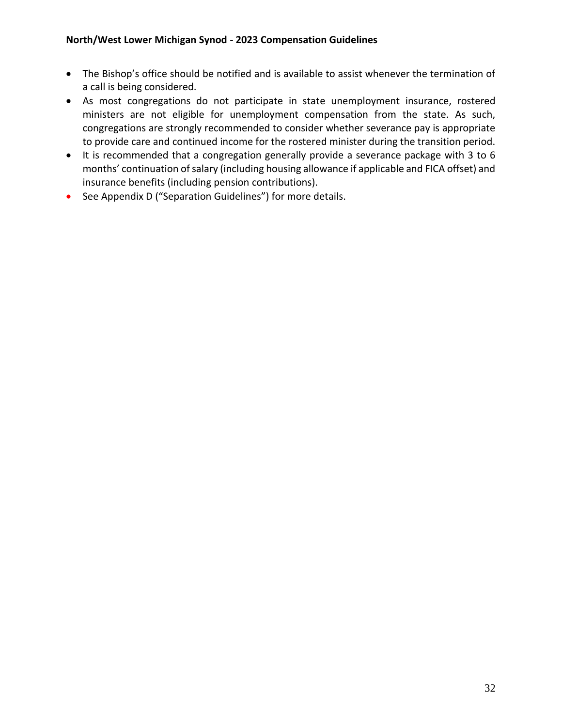- The Bishop's office should be notified and is available to assist whenever the termination of a call is being considered.
- As most congregations do not participate in state unemployment insurance, rostered ministers are not eligible for unemployment compensation from the state. As such, congregations are strongly recommended to consider whether severance pay is appropriate to provide care and continued income for the rostered minister during the transition period.
- It is recommended that a congregation generally provide a severance package with 3 to 6 months' continuation of salary (including housing allowance if applicable and FICA offset) and insurance benefits (including pension contributions).
- See Appendix D ("Separation Guidelines") for more details.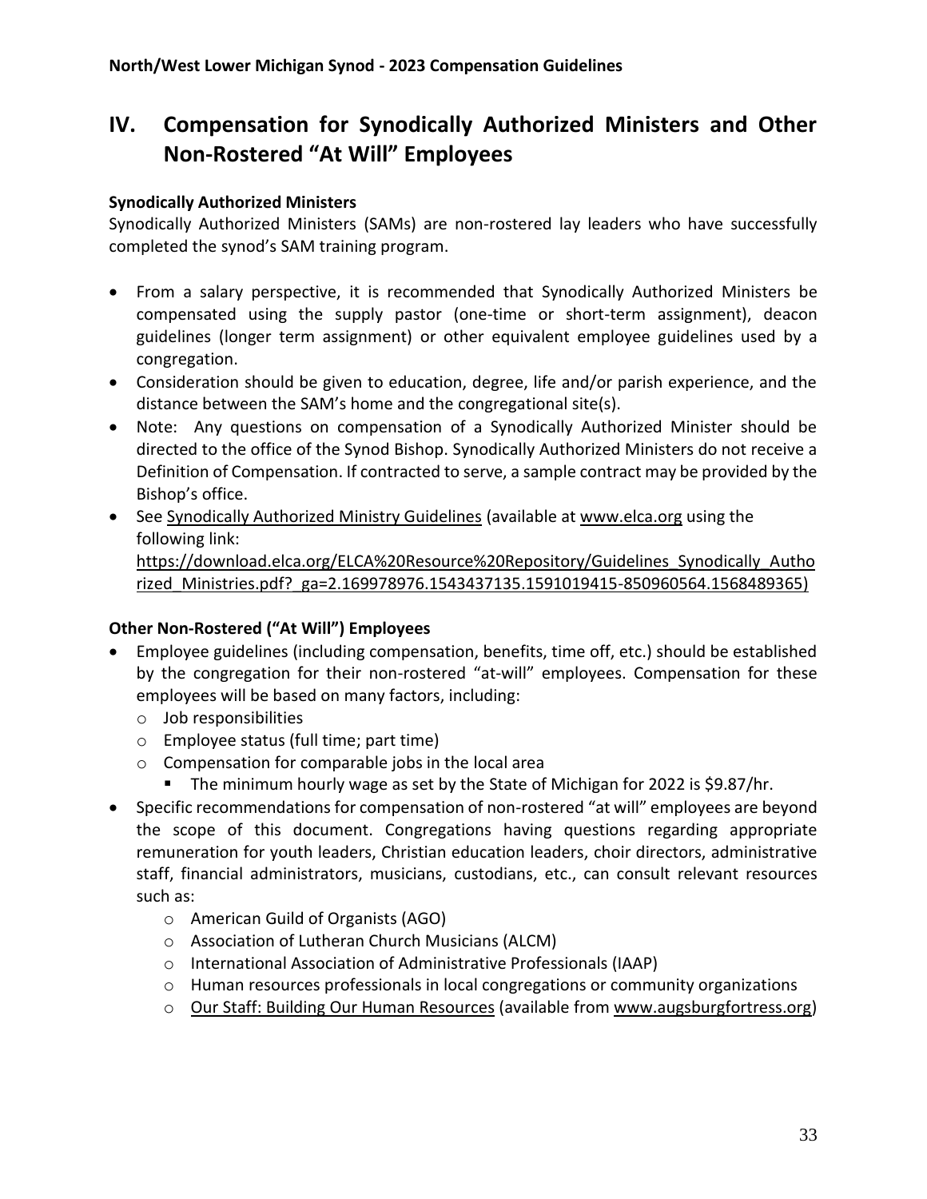# IV. Compensation for Synodically Authorized Ministers and Other Non-Rostered "At Will" Employees

**Synodically Authorized Ministers**

Synodically Authorized Ministers (SAMs) are non-rostered lay leaders who have successfully completed the synod's SAM training program.

- From a salary perspective, it is recommended that Synodically Authorized Ministers be compensated using the supply pastor (one-time or short-term assignment), deacon guidelines (longer term assignment) or other equivalent employee guidelines used by a congregation.
- Consideration should be given to education, degree, life and/or parish experience, and the distance between the SAM's home and the congregational site(s).
- Note: Any questions on compensation of a Synodically Authorized Minister should be directed to the office of the Synod Bishop. Synodically Authorized Ministers do not receive a Definition of Compensation. If contracted to serve, a sample contract may be provided by the Bishop's office.
- See Synodically Authorized Ministry Guidelines (available at www.elca.org using the following link: https://download.elca.org/ELCA%20Resource%20Repository/Guidelines_Synodically_Authorized_Ministries.pdf?_ga=2.169978976.1543437135.1591019415-850960564.1568489365)

**Other Non-Rostered ("At Will") Employees**

- Employee guidelines (including compensation, benefits, time off, etc.) should be established by the congregation for their non-rostered "at-will" employees. Compensation for these employees will be based on many factors, including:
  - Job responsibilities
  - Employee status (full time; part time)
  - Compensation for comparable jobs in the local area
    - The minimum hourly wage as set by the State of Michigan for 2022 is $9.87/hr.
- Specific recommendations for compensation of non-rostered "at will" employees are beyond the scope of this document. Congregations having questions regarding appropriate remuneration for youth leaders, Christian education leaders, choir directors, administrative staff, financial administrators, musicians, custodians, etc., can consult relevant resources such as:
  - American Guild of Organists (AGO)
  - Association of Lutheran Church Musicians (ALCM)
  - International Association of Administrative Professionals (IAAP)
  - Human resources professionals in local congregations or community organizations
  - Our Staff: Building Our Human Resources (available from www.augsburgfortress.org)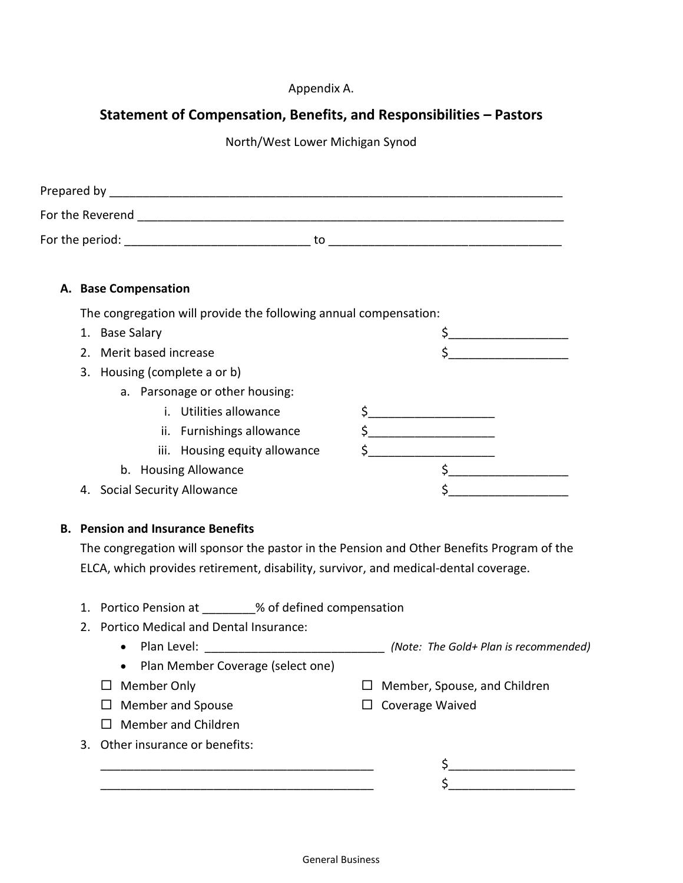Appendix A.

## Statement of Compensation, Benefits, and Responsibilities – Pastors

North/West Lower Michigan Synod

Prepared by ______________________________________________________________________

For the Reverend __________________________________________________________________

For the period: ____________________________ to ___________________________________

### A. Base Compensation

The congregation will provide the following annual compensation:

1. Base Salary $_________________
2. Merit based increase $_________________
3. Housing (complete a or b)
   a. Parsonage or other housing:
      i. Utilities allowance $__________________
      ii. Furnishings allowance $__________________
      iii. Housing equity allowance $__________________
   b. Housing Allowance $_________________
4. Social Security Allowance $_________________

### B. Pension and Insurance Benefits

The congregation will sponsor the pastor in the Pension and Other Benefits Program of the ELCA, which provides retirement, disability, survivor, and medical-dental coverage.

1. Portico Pension at ________% of defined compensation
2. Portico Medical and Dental Insurance:
   - Plan Level: ___________________________ *(Note: The Gold+ Plan is recommended)*
   - Plan Member Coverage (select one)

   ☐ Member Only

   ☐ Member and Spouse

   ☐ Member and Children

   ☐ Member, Spouse, and Children

   ☐ Coverage Waived
3. Other insurance or benefits:

   _________________________________________ $__________________

   _________________________________________ $__________________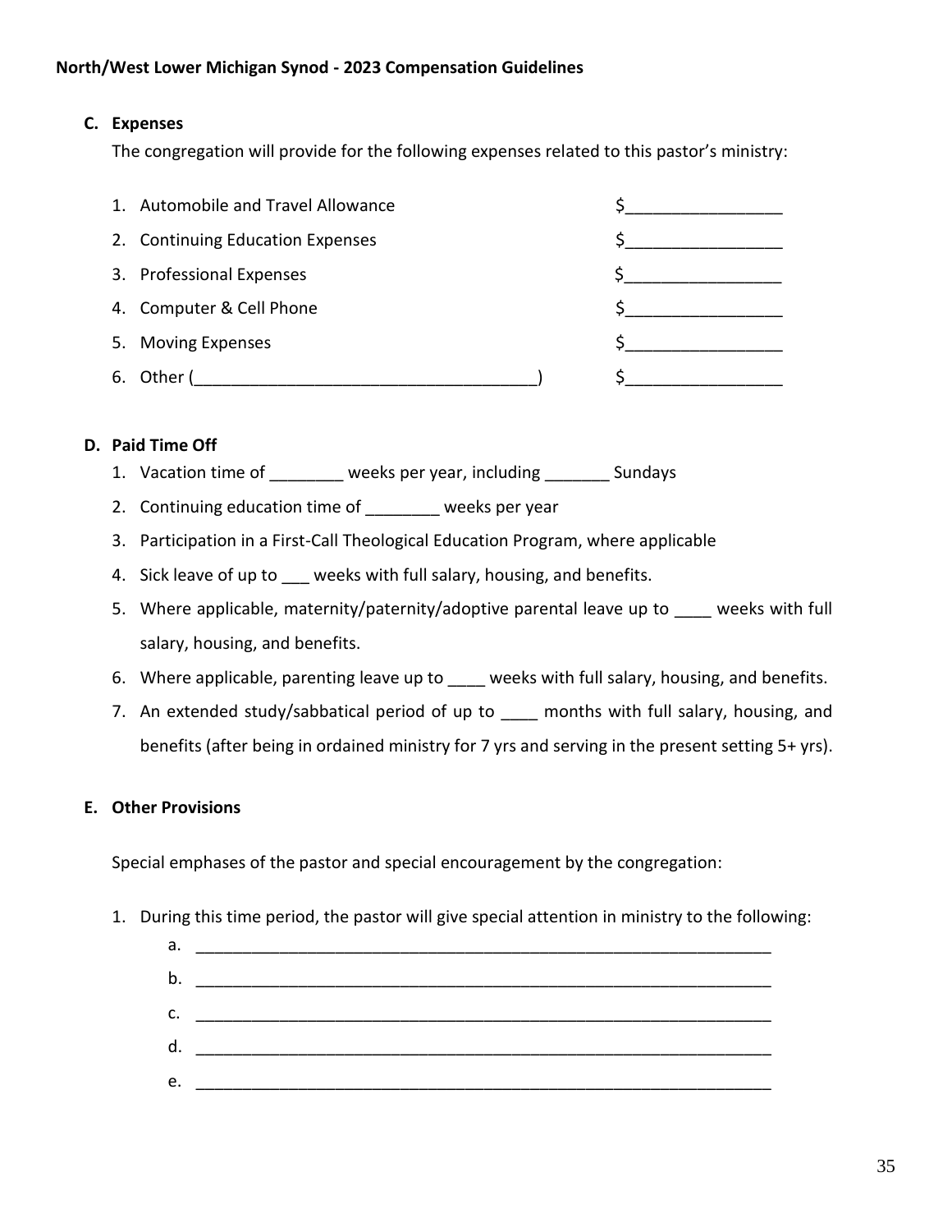### C. Expenses

The congregation will provide for the following expenses related to this pastor's ministry:

1. Automobile and Travel Allowance $_________________
2. Continuing Education Expenses $_________________
3. Professional Expenses $_________________
4. Computer & Cell Phone $_________________
5. Moving Expenses $_________________
6. Other (_____________________________________) $_________________

### D. Paid Time Off

1. Vacation time of ________ weeks per year, including _______ Sundays
2. Continuing education time of ________ weeks per year
3. Participation in a First-Call Theological Education Program, where applicable
4. Sick leave of up to ___ weeks with full salary, housing, and benefits.
5. Where applicable, maternity/paternity/adoptive parental leave up to ____ weeks with full salary, housing, and benefits.
6. Where applicable, parenting leave up to ____ weeks with full salary, housing, and benefits.
7. An extended study/sabbatical period of up to ____ months with full salary, housing, and benefits (after being in ordained ministry for 7 yrs and serving in the present setting 5+ yrs).

### E. Other Provisions

Special emphases of the pastor and special encouragement by the congregation:

1. During this time period, the pastor will give special attention in ministry to the following:
   a. _________________________________________________________________
   b. _________________________________________________________________
   c. _________________________________________________________________
   d. _________________________________________________________________
   e. _________________________________________________________________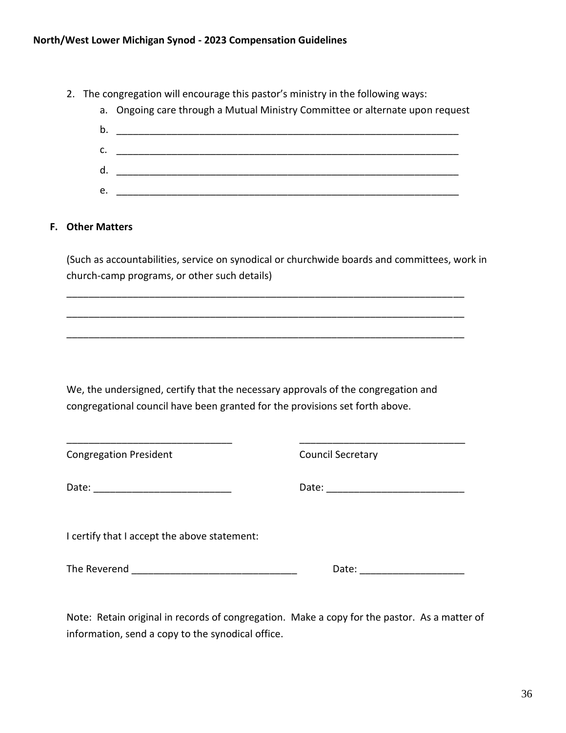2. The congregation will encourage this pastor's ministry in the following ways:
   a. Ongoing care through a Mutual Ministry Committee or alternate upon request
   b. ______________________________________________________________
   c. ______________________________________________________________
   d. ______________________________________________________________
   e. ______________________________________________________________

**F. Other Matters**

(Such as accountabilities, service on synodical or churchwide boards and committees, work in church-camp programs, or other such details)

__________________________________________________________________________

__________________________________________________________________________

__________________________________________________________________________

We, the undersigned, certify that the necessary approvals of the congregation and congregational council have been granted for the provisions set forth above.

______________________________ ______________________________
Congregation President Council Secretary

Date: _________________________ Date: _________________________

I certify that I accept the above statement:

The Reverend ______________________________ Date: ___________________

Note: Retain original in records of congregation. Make a copy for the pastor. As a matter of information, send a copy to the synodical office.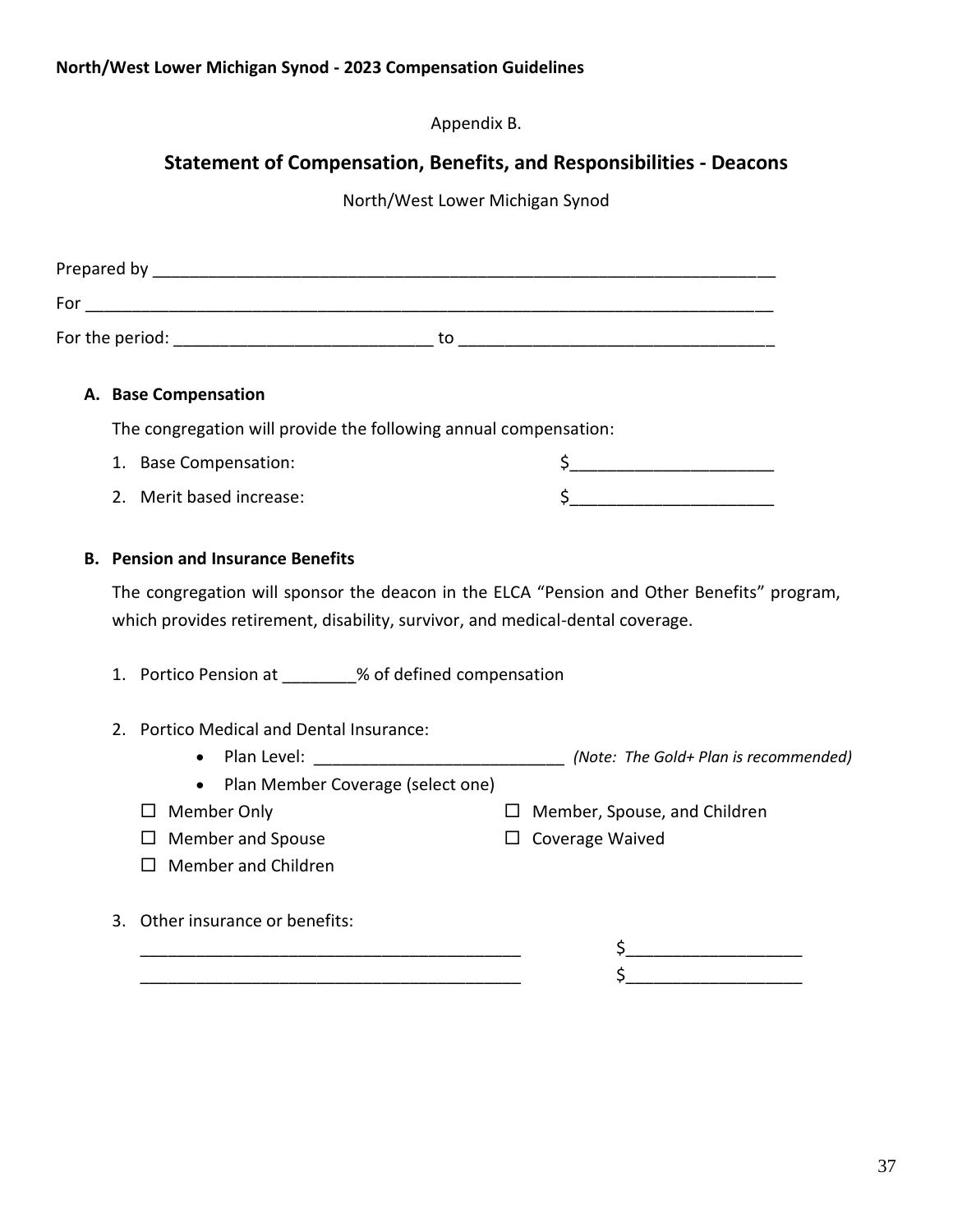Appendix B.

## Statement of Compensation, Benefits, and Responsibilities - Deacons

North/West Lower Michigan Synod

Prepared by ______________________________________________________________________

For ____________________________________________________________________________

For the period: ____________________________ to __________________________________

### A. Base Compensation

The congregation will provide the following annual compensation:

1. Base Compensation: $______________________
2. Merit based increase: $______________________

### B. Pension and Insurance Benefits

The congregation will sponsor the deacon in the ELCA "Pension and Other Benefits" program, which provides retirement, disability, survivor, and medical-dental coverage.

1. Portico Pension at ________% of defined compensation

2. Portico Medical and Dental Insurance:
   - Plan Level: ___________________________ *(Note: The Gold+ Plan is recommended)*
   - Plan Member Coverage (select one)

☐ Member Only
☐ Member and Spouse
☐ Member and Children
☐ Member, Spouse, and Children
☐ Coverage Waived

3. Other insurance or benefits:

   __________________________________________ $___________________

   __________________________________________ $___________________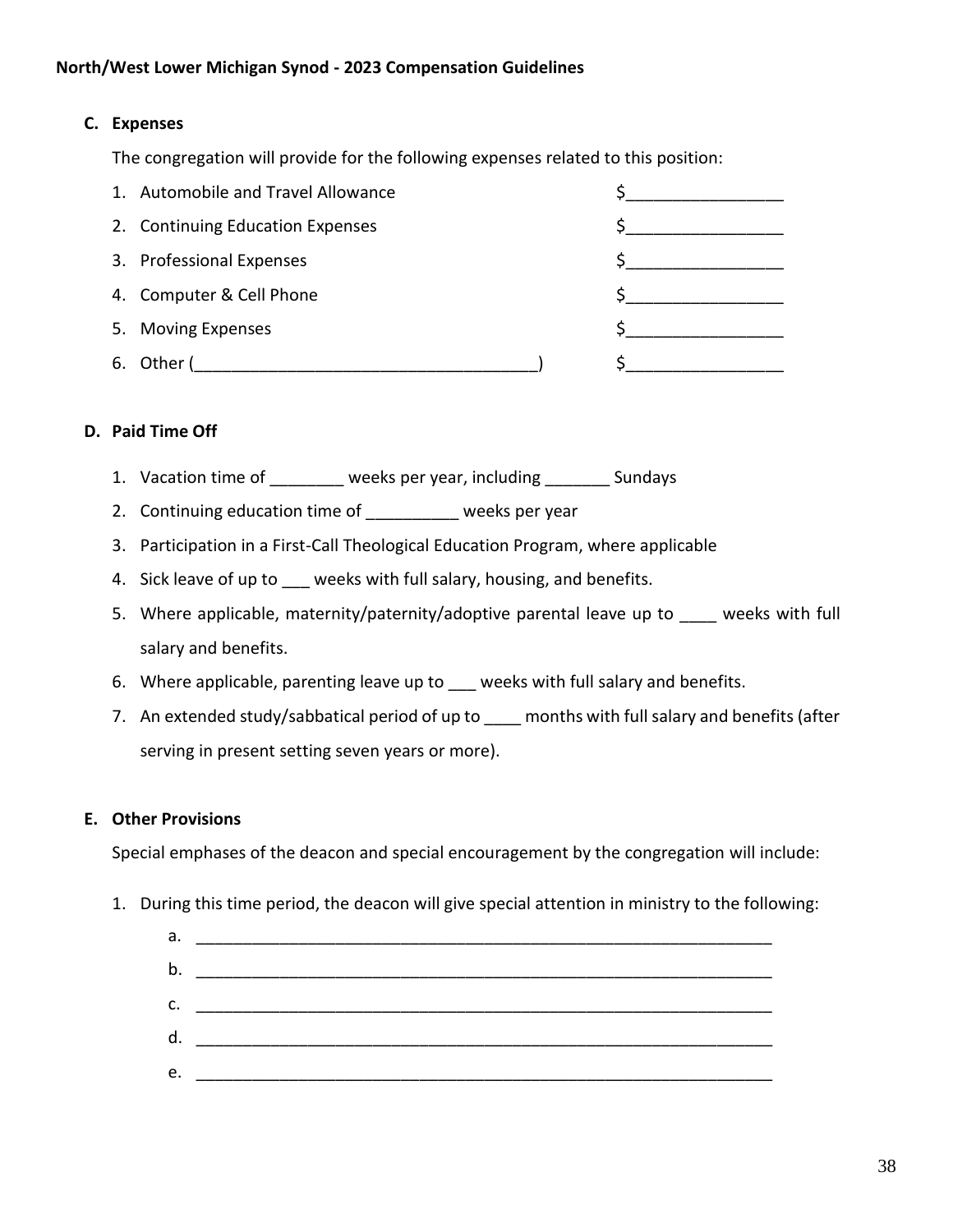**North/West Lower Michigan Synod - 2023 Compensation Guidelines**

**C. Expenses**

The congregation will provide for the following expenses related to this position:

1. Automobile and Travel Allowance $_________________
2. Continuing Education Expenses $_________________
3. Professional Expenses $_________________
4. Computer & Cell Phone $_________________
5. Moving Expenses $_________________
6. Other (_____________________________________) $_________________

**D. Paid Time Off**

1. Vacation time of ________ weeks per year, including _______ Sundays
2. Continuing education time of __________ weeks per year
3. Participation in a First-Call Theological Education Program, where applicable
4. Sick leave of up to ___ weeks with full salary, housing, and benefits.
5. Where applicable, maternity/paternity/adoptive parental leave up to ____ weeks with full salary and benefits.
6. Where applicable, parenting leave up to ___ weeks with full salary and benefits.
7. An extended study/sabbatical period of up to ____ months with full salary and benefits (after serving in present setting seven years or more).

**E. Other Provisions**

Special emphases of the deacon and special encouragement by the congregation will include:

1. During this time period, the deacon will give special attention in ministry to the following:
   a. _________________________________________________________________
   b. _________________________________________________________________
   c. _________________________________________________________________
   d. _________________________________________________________________
   e. _________________________________________________________________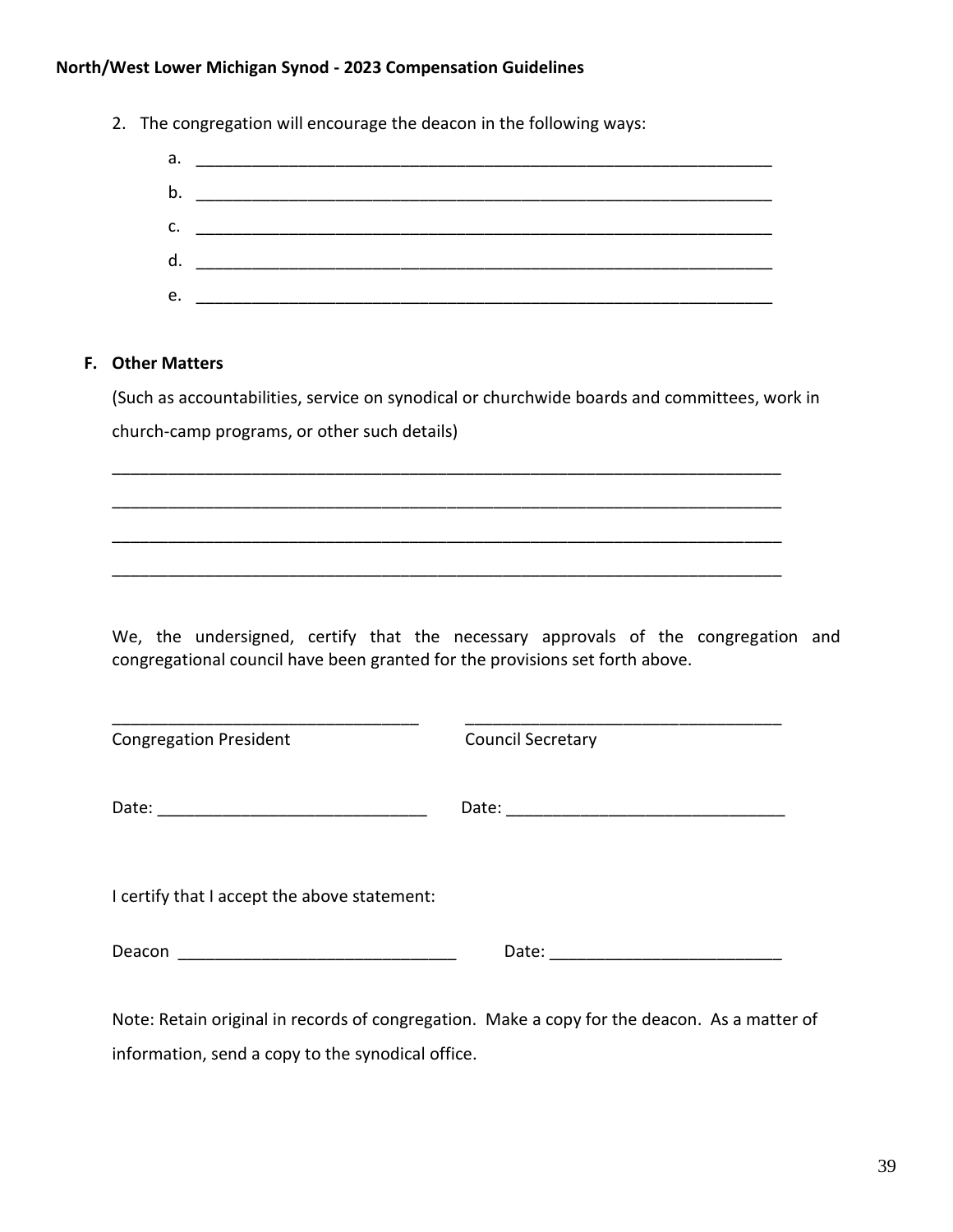2. The congregation will encourage the deacon in the following ways:

    a. ________________________________________________________________

    b. ________________________________________________________________

    c. ________________________________________________________________

    d. ________________________________________________________________

    e. ________________________________________________________________

**F. Other Matters**

(Such as accountabilities, service on synodical or churchwide boards and committees, work in church-camp programs, or other such details)

___________________________________________________________________________

___________________________________________________________________________

___________________________________________________________________________

___________________________________________________________________________

We, the undersigned, certify that the necessary approvals of the congregation and congregational council have been granted for the provisions set forth above.

__________________________________ &nbsp;&nbsp;&nbsp;&nbsp; __________________________________

Congregation President &nbsp;&nbsp;&nbsp;&nbsp; Council Secretary

Date: ______________________________ &nbsp;&nbsp;&nbsp;&nbsp; Date: ______________________________

I certify that I accept the above statement:

Deacon ______________________________ &nbsp;&nbsp;&nbsp;&nbsp; Date: _________________________

Note: Retain original in records of congregation. Make a copy for the deacon. As a matter of information, send a copy to the synodical office.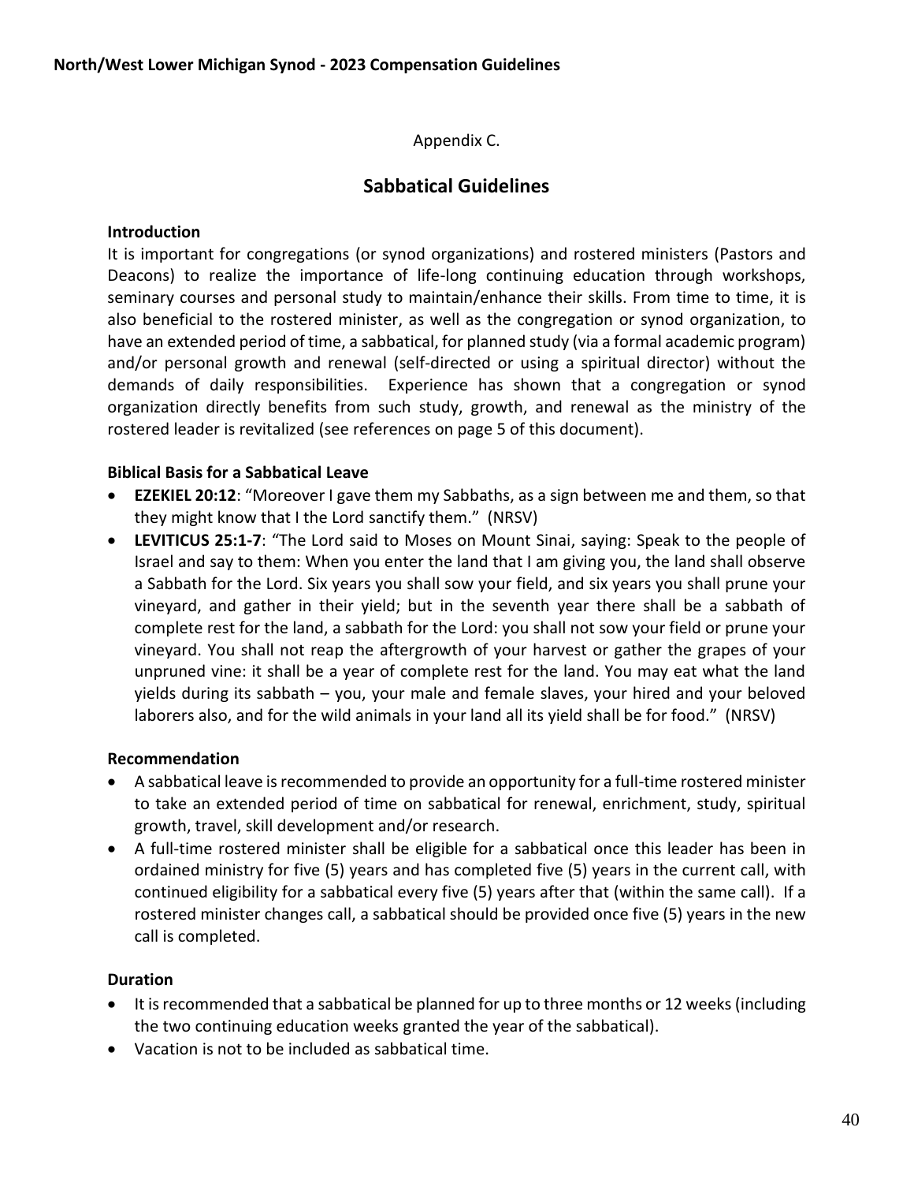Appendix C.

## Sabbatical Guidelines

**Introduction**

It is important for congregations (or synod organizations) and rostered ministers (Pastors and Deacons) to realize the importance of life-long continuing education through workshops, seminary courses and personal study to maintain/enhance their skills. From time to time, it is also beneficial to the rostered minister, as well as the congregation or synod organization, to have an extended period of time, a sabbatical, for planned study (via a formal academic program) and/or personal growth and renewal (self-directed or using a spiritual director) without the demands of daily responsibilities. Experience has shown that a congregation or synod organization directly benefits from such study, growth, and renewal as the ministry of the rostered leader is revitalized (see references on page 5 of this document).

**Biblical Basis for a Sabbatical Leave**

- **EZEKIEL 20:12**: "Moreover I gave them my Sabbaths, as a sign between me and them, so that they might know that I the Lord sanctify them." (NRSV)
- **LEVITICUS 25:1-7**: "The Lord said to Moses on Mount Sinai, saying: Speak to the people of Israel and say to them: When you enter the land that I am giving you, the land shall observe a Sabbath for the Lord. Six years you shall sow your field, and six years you shall prune your vineyard, and gather in their yield; but in the seventh year there shall be a sabbath of complete rest for the land, a sabbath for the Lord: you shall not sow your field or prune your vineyard. You shall not reap the aftergrowth of your harvest or gather the grapes of your unpruned vine: it shall be a year of complete rest for the land. You may eat what the land yields during its sabbath – you, your male and female slaves, your hired and your beloved laborers also, and for the wild animals in your land all its yield shall be for food." (NRSV)

**Recommendation**

- A sabbatical leave is recommended to provide an opportunity for a full-time rostered minister to take an extended period of time on sabbatical for renewal, enrichment, study, spiritual growth, travel, skill development and/or research.
- A full-time rostered minister shall be eligible for a sabbatical once this leader has been in ordained ministry for five (5) years and has completed five (5) years in the current call, with continued eligibility for a sabbatical every five (5) years after that (within the same call). If a rostered minister changes call, a sabbatical should be provided once five (5) years in the new call is completed.

**Duration**

- It is recommended that a sabbatical be planned for up to three months or 12 weeks (including the two continuing education weeks granted the year of the sabbatical).
- Vacation is not to be included as sabbatical time.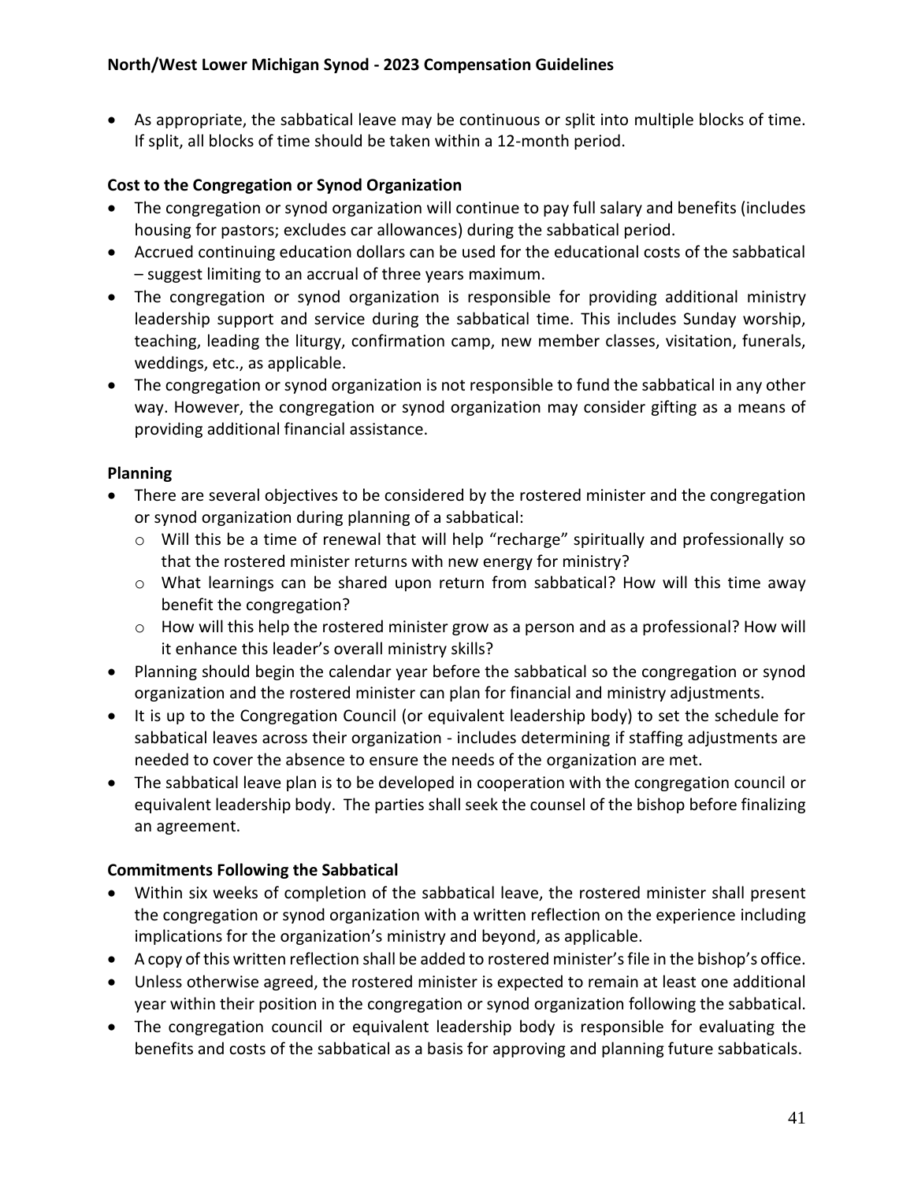- As appropriate, the sabbatical leave may be continuous or split into multiple blocks of time. If split, all blocks of time should be taken within a 12-month period.

### Cost to the Congregation or Synod Organization

- The congregation or synod organization will continue to pay full salary and benefits (includes housing for pastors; excludes car allowances) during the sabbatical period.
- Accrued continuing education dollars can be used for the educational costs of the sabbatical – suggest limiting to an accrual of three years maximum.
- The congregation or synod organization is responsible for providing additional ministry leadership support and service during the sabbatical time. This includes Sunday worship, teaching, leading the liturgy, confirmation camp, new member classes, visitation, funerals, weddings, etc., as applicable.
- The congregation or synod organization is not responsible to fund the sabbatical in any other way. However, the congregation or synod organization may consider gifting as a means of providing additional financial assistance.

### Planning

- There are several objectives to be considered by the rostered minister and the congregation or synod organization during planning of a sabbatical:
  - Will this be a time of renewal that will help "recharge" spiritually and professionally so that the rostered minister returns with new energy for ministry?
  - What learnings can be shared upon return from sabbatical? How will this time away benefit the congregation?
  - How will this help the rostered minister grow as a person and as a professional? How will it enhance this leader's overall ministry skills?
- Planning should begin the calendar year before the sabbatical so the congregation or synod organization and the rostered minister can plan for financial and ministry adjustments.
- It is up to the Congregation Council (or equivalent leadership body) to set the schedule for sabbatical leaves across their organization - includes determining if staffing adjustments are needed to cover the absence to ensure the needs of the organization are met.
- The sabbatical leave plan is to be developed in cooperation with the congregation council or equivalent leadership body. The parties shall seek the counsel of the bishop before finalizing an agreement.

### Commitments Following the Sabbatical

- Within six weeks of completion of the sabbatical leave, the rostered minister shall present the congregation or synod organization with a written reflection on the experience including implications for the organization's ministry and beyond, as applicable.
- A copy of this written reflection shall be added to rostered minister's file in the bishop's office.
- Unless otherwise agreed, the rostered minister is expected to remain at least one additional year within their position in the congregation or synod organization following the sabbatical.
- The congregation council or equivalent leadership body is responsible for evaluating the benefits and costs of the sabbatical as a basis for approving and planning future sabbaticals.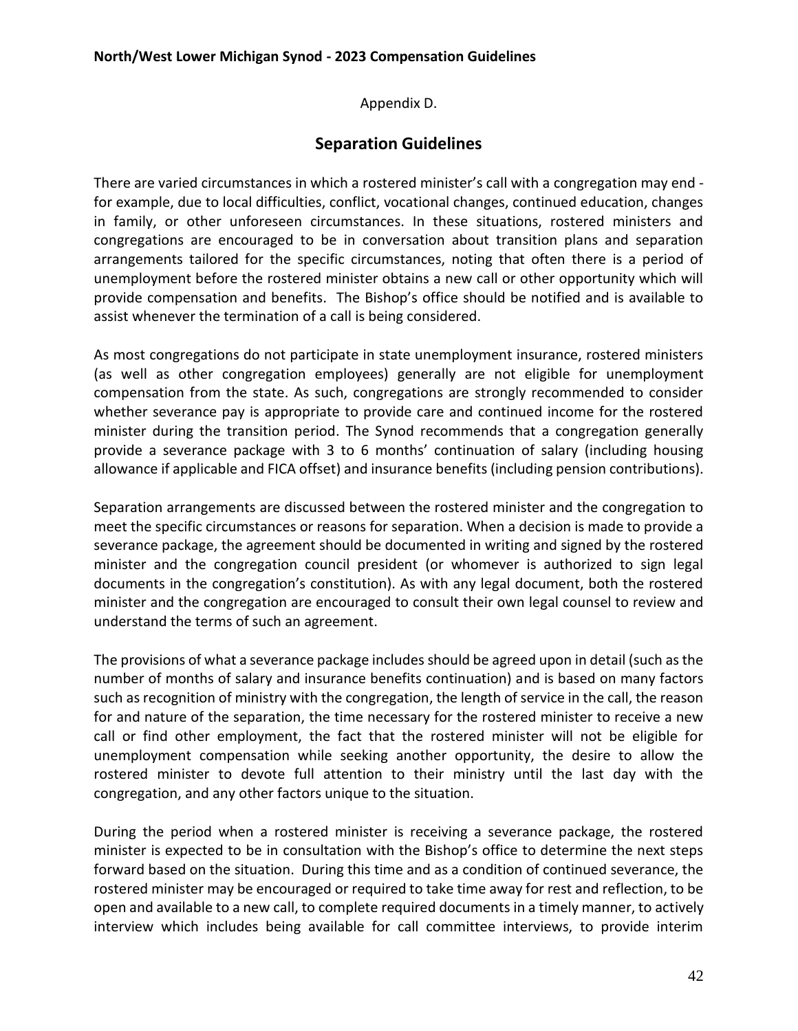Appendix D.

## Separation Guidelines

There are varied circumstances in which a rostered minister's call with a congregation may end - for example, due to local difficulties, conflict, vocational changes, continued education, changes in family, or other unforeseen circumstances. In these situations, rostered ministers and congregations are encouraged to be in conversation about transition plans and separation arrangements tailored for the specific circumstances, noting that often there is a period of unemployment before the rostered minister obtains a new call or other opportunity which will provide compensation and benefits. The Bishop's office should be notified and is available to assist whenever the termination of a call is being considered.

As most congregations do not participate in state unemployment insurance, rostered ministers (as well as other congregation employees) generally are not eligible for unemployment compensation from the state. As such, congregations are strongly recommended to consider whether severance pay is appropriate to provide care and continued income for the rostered minister during the transition period. The Synod recommends that a congregation generally provide a severance package with 3 to 6 months' continuation of salary (including housing allowance if applicable and FICA offset) and insurance benefits (including pension contributions).

Separation arrangements are discussed between the rostered minister and the congregation to meet the specific circumstances or reasons for separation. When a decision is made to provide a severance package, the agreement should be documented in writing and signed by the rostered minister and the congregation council president (or whomever is authorized to sign legal documents in the congregation's constitution). As with any legal document, both the rostered minister and the congregation are encouraged to consult their own legal counsel to review and understand the terms of such an agreement.

The provisions of what a severance package includes should be agreed upon in detail (such as the number of months of salary and insurance benefits continuation) and is based on many factors such as recognition of ministry with the congregation, the length of service in the call, the reason for and nature of the separation, the time necessary for the rostered minister to receive a new call or find other employment, the fact that the rostered minister will not be eligible for unemployment compensation while seeking another opportunity, the desire to allow the rostered minister to devote full attention to their ministry until the last day with the congregation, and any other factors unique to the situation.

During the period when a rostered minister is receiving a severance package, the rostered minister is expected to be in consultation with the Bishop's office to determine the next steps forward based on the situation. During this time and as a condition of continued severance, the rostered minister may be encouraged or required to take time away for rest and reflection, to be open and available to a new call, to complete required documents in a timely manner, to actively interview which includes being available for call committee interviews, to provide interim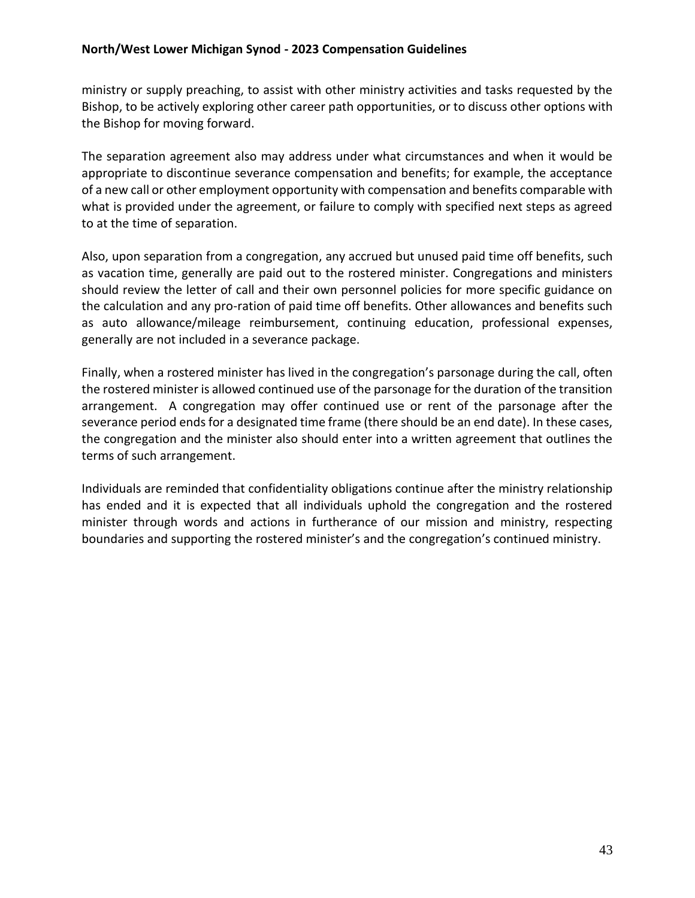ministry or supply preaching, to assist with other ministry activities and tasks requested by the Bishop, to be actively exploring other career path opportunities, or to discuss other options with the Bishop for moving forward.

The separation agreement also may address under what circumstances and when it would be appropriate to discontinue severance compensation and benefits; for example, the acceptance of a new call or other employment opportunity with compensation and benefits comparable with what is provided under the agreement, or failure to comply with specified next steps as agreed to at the time of separation.

Also, upon separation from a congregation, any accrued but unused paid time off benefits, such as vacation time, generally are paid out to the rostered minister. Congregations and ministers should review the letter of call and their own personnel policies for more specific guidance on the calculation and any pro-ration of paid time off benefits. Other allowances and benefits such as auto allowance/mileage reimbursement, continuing education, professional expenses, generally are not included in a severance package.

Finally, when a rostered minister has lived in the congregation's parsonage during the call, often the rostered minister is allowed continued use of the parsonage for the duration of the transition arrangement. A congregation may offer continued use or rent of the parsonage after the severance period ends for a designated time frame (there should be an end date). In these cases, the congregation and the minister also should enter into a written agreement that outlines the terms of such arrangement.

Individuals are reminded that confidentiality obligations continue after the ministry relationship has ended and it is expected that all individuals uphold the congregation and the rostered minister through words and actions in furtherance of our mission and ministry, respecting boundaries and supporting the rostered minister's and the congregation's continued ministry.